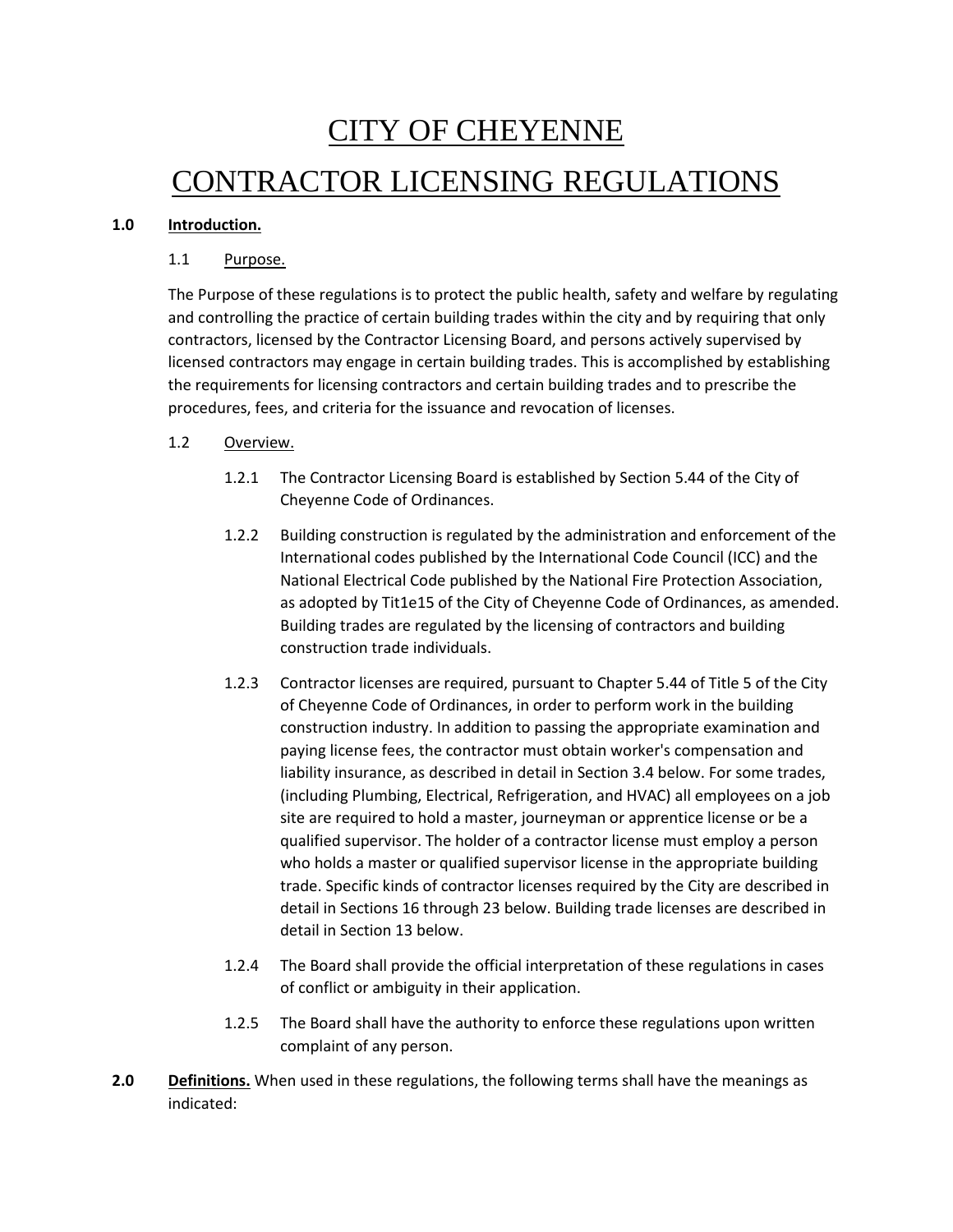# CITY OF CHEYENNE

# CONTRACTOR LICENSING REGULATIONS

**1.0 Introduction.**

1.1 Purpose.

The Purpose of these regulations is to protect the public health, safety and welfare by regulating and controlling the practice of certain building trades within the city and by requiring that only contractors, licensed by the Contractor Licensing Board, and persons actively supervised by licensed contractors may engage in certain building trades. This is accomplished by establishing the requirements for licensing contractors and certain building trades and to prescribe the procedures, fees, and criteria for the issuance and revocation of licenses.

1.2 Overview.

1.2.1 The Contractor Licensing Board is established by Section 5.44 of the City of Cheyenne Code of Ordinances.

1.2.2 Building construction is regulated by the administration and enforcement of the International codes published by the International Code Council (ICC) and the National Electrical Code published by the National Fire Protection Association, as adopted by Tit1e15 of the City of Cheyenne Code of Ordinances, as amended. Building trades are regulated by the licensing of contractors and building construction trade individuals.

1.2.3 Contractor licenses are required, pursuant to Chapter 5.44 of Title 5 of the City of Cheyenne Code of Ordinances, in order to perform work in the building construction industry. In addition to passing the appropriate examination and paying license fees, the contractor must obtain worker's compensation and liability insurance, as described in detail in Section 3.4 below. For some trades, (including Plumbing, Electrical, Refrigeration, and HVAC) all employees on a job site are required to hold a master, journeyman or apprentice license or be a qualified supervisor. The holder of a contractor license must employ a person who holds a master or qualified supervisor license in the appropriate building trade. Specific kinds of contractor licenses required by the City are described in detail in Sections 16 through 23 below. Building trade licenses are described in detail in Section 13 below.

1.2.4 The Board shall provide the official interpretation of these regulations in cases of conflict or ambiguity in their application.

1.2.5 The Board shall have the authority to enforce these regulations upon written complaint of any person.

**2.0 Definitions.** When used in these regulations, the following terms shall have the meanings as indicated: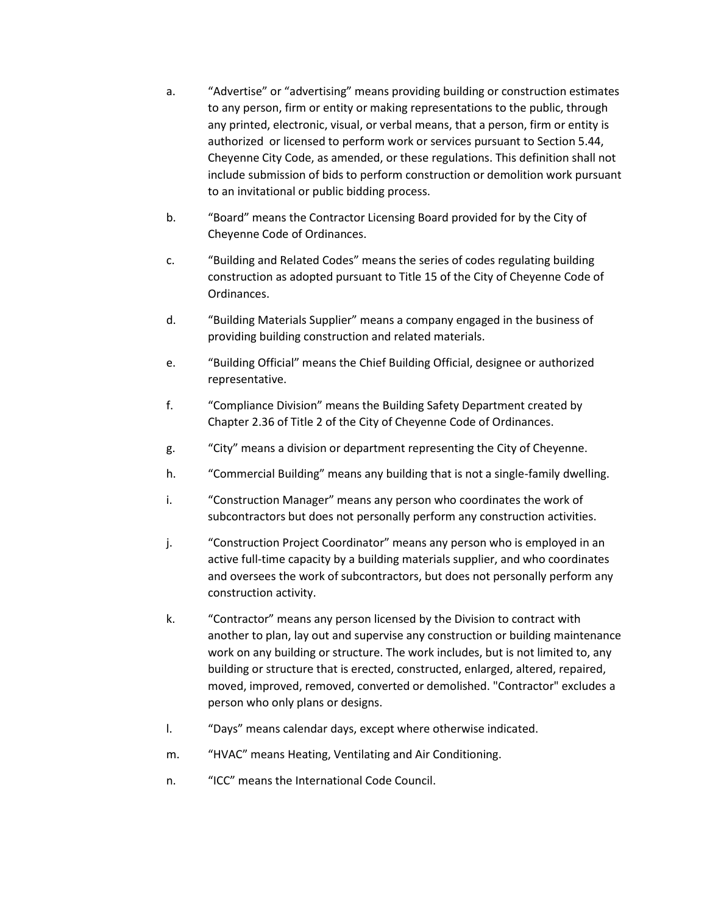a. "Advertise" or "advertising" means providing building or construction estimates to any person, firm or entity or making representations to the public, through any printed, electronic, visual, or verbal means, that a person, firm or entity is authorized or licensed to perform work or services pursuant to Section 5.44, Cheyenne City Code, as amended, or these regulations. This definition shall not include submission of bids to perform construction or demolition work pursuant to an invitational or public bidding process.

b. "Board" means the Contractor Licensing Board provided for by the City of Cheyenne Code of Ordinances.

c. "Building and Related Codes" means the series of codes regulating building construction as adopted pursuant to Title 15 of the City of Cheyenne Code of Ordinances.

d. "Building Materials Supplier" means a company engaged in the business of providing building construction and related materials.

e. "Building Official" means the Chief Building Official, designee or authorized representative.

f. "Compliance Division" means the Building Safety Department created by Chapter 2.36 of Title 2 of the City of Cheyenne Code of Ordinances.

g. "City" means a division or department representing the City of Cheyenne.

h. "Commercial Building" means any building that is not a single-family dwelling.

i. "Construction Manager" means any person who coordinates the work of subcontractors but does not personally perform any construction activities.

j. "Construction Project Coordinator" means any person who is employed in an active full-time capacity by a building materials supplier, and who coordinates and oversees the work of subcontractors, but does not personally perform any construction activity.

k. "Contractor" means any person licensed by the Division to contract with another to plan, lay out and supervise any construction or building maintenance work on any building or structure. The work includes, but is not limited to, any building or structure that is erected, constructed, enlarged, altered, repaired, moved, improved, removed, converted or demolished. "Contractor" excludes a person who only plans or designs.

l. "Days" means calendar days, except where otherwise indicated.

m. "HVAC" means Heating, Ventilating and Air Conditioning.

n. "ICC" means the International Code Council.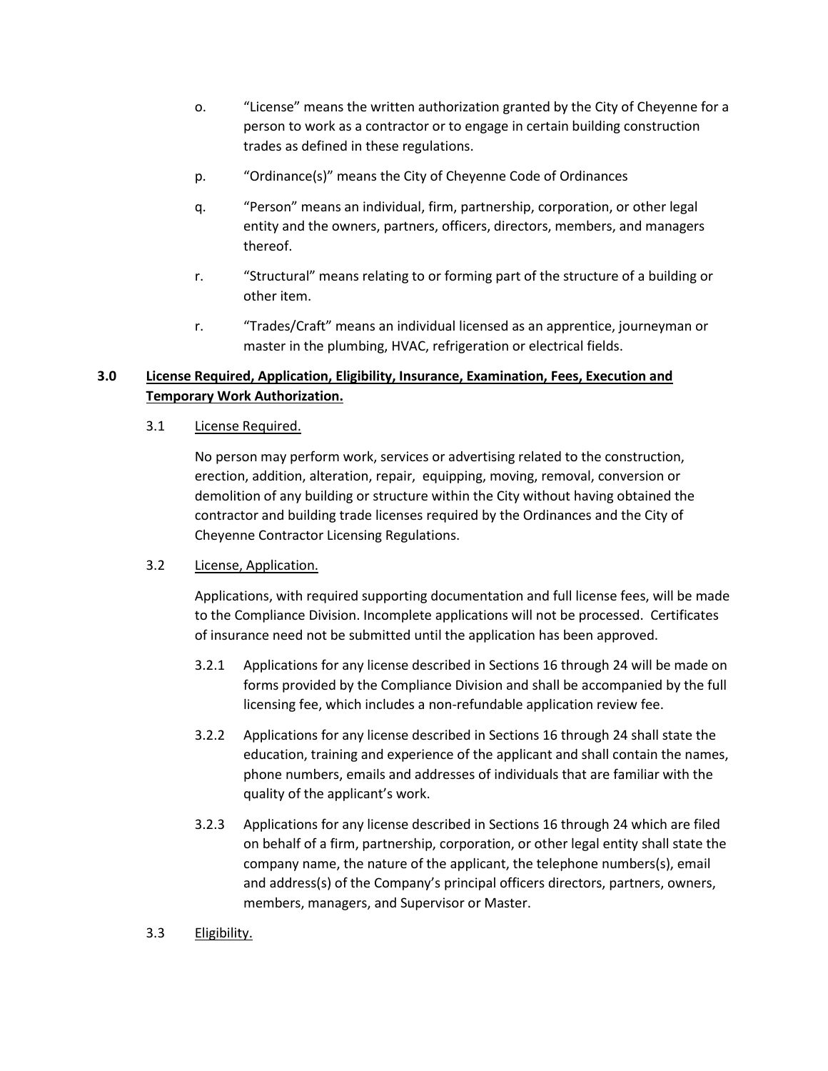o. "License" means the written authorization granted by the City of Cheyenne for a person to work as a contractor or to engage in certain building construction trades as defined in these regulations.

p. "Ordinance(s)" means the City of Cheyenne Code of Ordinances

q. "Person" means an individual, firm, partnership, corporation, or other legal entity and the owners, partners, officers, directors, members, and managers thereof.

r. "Structural" means relating to or forming part of the structure of a building or other item.

r. "Trades/Craft" means an individual licensed as an apprentice, journeyman or master in the plumbing, HVAC, refrigeration or electrical fields.

## 3.0 <u>License Required, Application, Eligibility, Insurance, Examination, Fees, Execution and Temporary Work Authorization.</u>

### 3.1 <u>License Required.</u>

No person may perform work, services or advertising related to the construction, erection, addition, alteration, repair, equipping, moving, removal, conversion or demolition of any building or structure within the City without having obtained the contractor and building trade licenses required by the Ordinances and the City of Cheyenne Contractor Licensing Regulations.

### 3.2 <u>License, Application.</u>

Applications, with required supporting documentation and full license fees, will be made to the Compliance Division. Incomplete applications will not be processed. Certificates of insurance need not be submitted until the application has been approved.

3.2.1 Applications for any license described in Sections 16 through 24 will be made on forms provided by the Compliance Division and shall be accompanied by the full licensing fee, which includes a non-refundable application review fee.

3.2.2 Applications for any license described in Sections 16 through 24 shall state the education, training and experience of the applicant and shall contain the names, phone numbers, emails and addresses of individuals that are familiar with the quality of the applicant's work.

3.2.3 Applications for any license described in Sections 16 through 24 which are filed on behalf of a firm, partnership, corporation, or other legal entity shall state the company name, the nature of the applicant, the telephone numbers(s), email and address(s) of the Company's principal officers directors, partners, owners, members, managers, and Supervisor or Master.

### 3.3 <u>Eligibility.</u>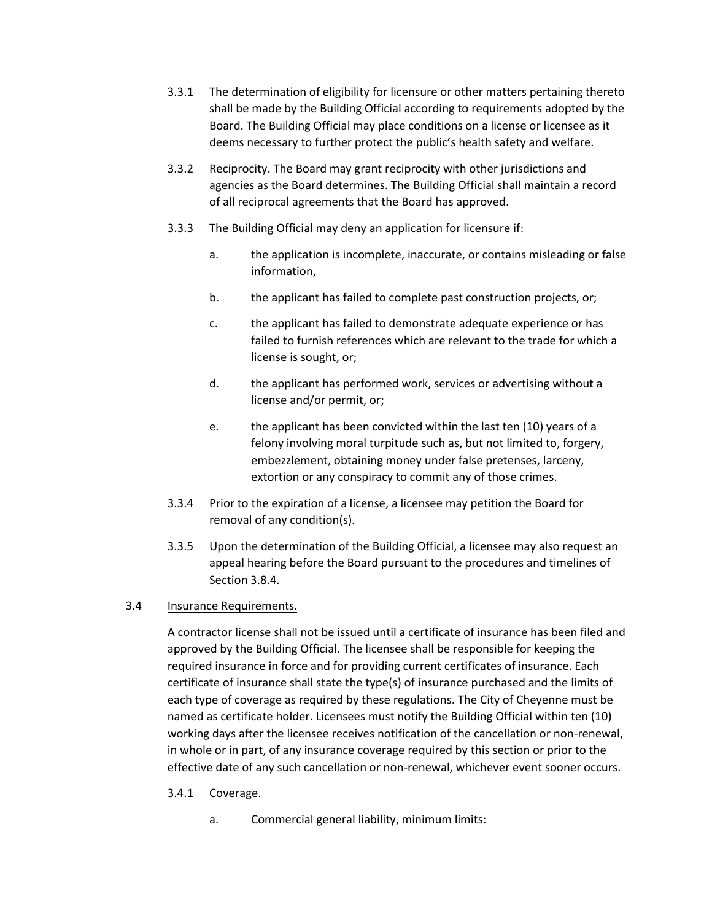3.3.1 The determination of eligibility for licensure or other matters pertaining thereto shall be made by the Building Official according to requirements adopted by the Board. The Building Official may place conditions on a license or licensee as it deems necessary to further protect the public's health safety and welfare.

3.3.2 Reciprocity. The Board may grant reciprocity with other jurisdictions and agencies as the Board determines. The Building Official shall maintain a record of all reciprocal agreements that the Board has approved.

3.3.3 The Building Official may deny an application for licensure if:

a. the application is incomplete, inaccurate, or contains misleading or false information,

b. the applicant has failed to complete past construction projects, or;

c. the applicant has failed to demonstrate adequate experience or has failed to furnish references which are relevant to the trade for which a license is sought, or;

d. the applicant has performed work, services or advertising without a license and/or permit, or;

e. the applicant has been convicted within the last ten (10) years of a felony involving moral turpitude such as, but not limited to, forgery, embezzlement, obtaining money under false pretenses, larceny, extortion or any conspiracy to commit any of those crimes.

3.3.4 Prior to the expiration of a license, a licensee may petition the Board for removal of any condition(s).

3.3.5 Upon the determination of the Building Official, a licensee may also request an appeal hearing before the Board pursuant to the procedures and timelines of Section 3.8.4.

3.4 <u>Insurance Requirements.</u>

A contractor license shall not be issued until a certificate of insurance has been filed and approved by the Building Official. The licensee shall be responsible for keeping the required insurance in force and for providing current certificates of insurance. Each certificate of insurance shall state the type(s) of insurance purchased and the limits of each type of coverage as required by these regulations. The City of Cheyenne must be named as certificate holder. Licensees must notify the Building Official within ten (10) working days after the licensee receives notification of the cancellation or non-renewal, in whole or in part, of any insurance coverage required by this section or prior to the effective date of any such cancellation or non-renewal, whichever event sooner occurs.

3.4.1 Coverage.

a. Commercial general liability, minimum limits: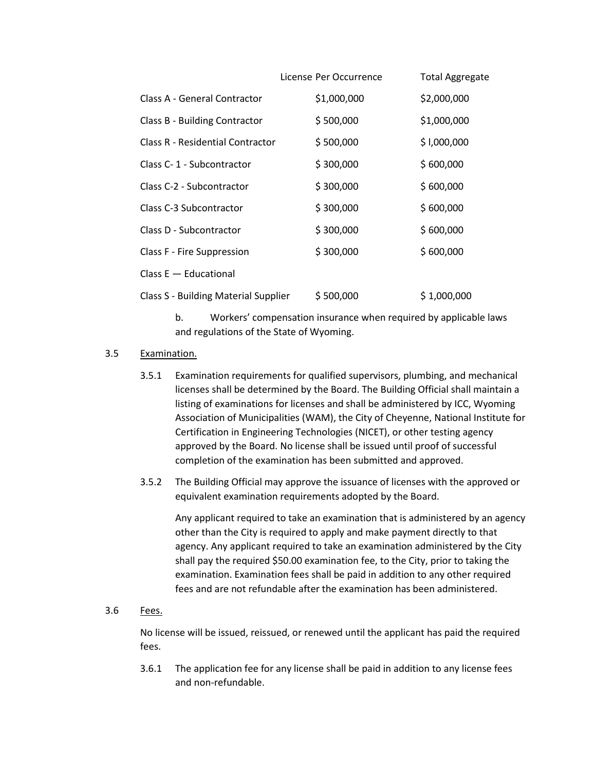| | License Per Occurrence | Total Aggregate |
|---|---|---|
| Class A - General Contractor | $1,000,000 | $2,000,000 |
| Class B - Building Contractor | $ 500,000 | $1,000,000 |
| Class R - Residential Contractor | $ 500,000 | $ l,000,000 |
| Class C- 1 - Subcontractor | $ 300,000 | $ 600,000 |
| Class C-2 - Subcontractor | $ 300,000 | $ 600,000 |
| Class C-3 Subcontractor | $ 300,000 | $ 600,000 |
| Class D - Subcontractor | $ 300,000 | $ 600,000 |
| Class F - Fire Suppression | $ 300,000 | $ 600,000 |
| Class E — Educational | | |
| Class S - Building Material Supplier | $ 500,000 | $ 1,000,000 |

b. Workers' compensation insurance when required by applicable laws and regulations of the State of Wyoming.

3.5 Examination.

3.5.1 Examination requirements for qualified supervisors, plumbing, and mechanical licenses shall be determined by the Board. The Building Official shall maintain a listing of examinations for licenses and shall be administered by ICC, Wyoming Association of Municipalities (WAM), the City of Cheyenne, National Institute for Certification in Engineering Technologies (NICET), or other testing agency approved by the Board. No license shall be issued until proof of successful completion of the examination has been submitted and approved.

3.5.2 The Building Official may approve the issuance of licenses with the approved or equivalent examination requirements adopted by the Board.

Any applicant required to take an examination that is administered by an agency other than the City is required to apply and make payment directly to that agency. Any applicant required to take an examination administered by the City shall pay the required $50.00 examination fee, to the City, prior to taking the examination. Examination fees shall be paid in addition to any other required fees and are not refundable after the examination has been administered.

3.6 Fees.

No license will be issued, reissued, or renewed until the applicant has paid the required fees.

3.6.1 The application fee for any license shall be paid in addition to any license fees and non-refundable.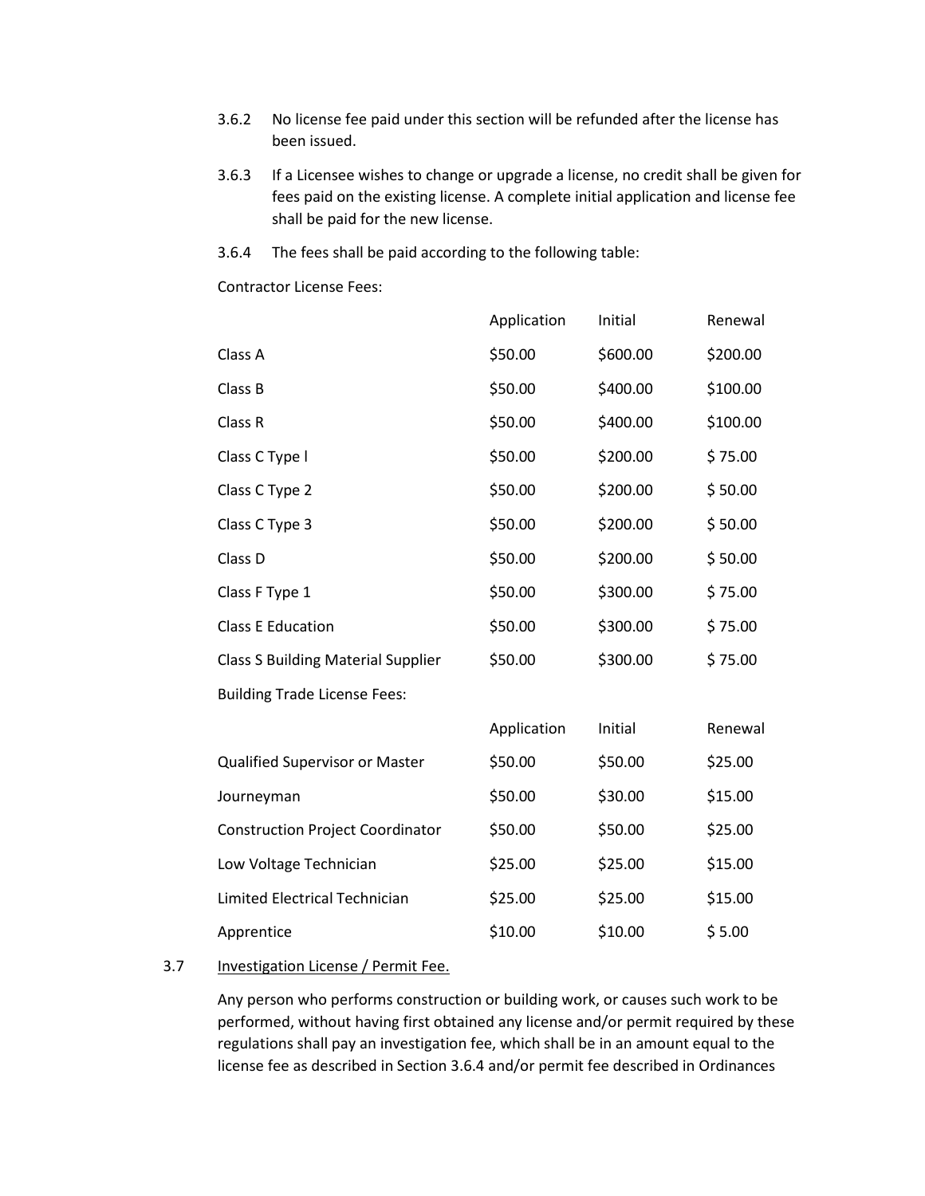3.6.2 No license fee paid under this section will be refunded after the license has been issued.

3.6.3 If a Licensee wishes to change or upgrade a license, no credit shall be given for fees paid on the existing license. A complete initial application and license fee shall be paid for the new license.

3.6.4 The fees shall be paid according to the following table:

Contractor License Fees:

| | Application | Initial | Renewal |
|---|---|---|---|
| Class A | $50.00 | $600.00 | $200.00 |
| Class B | $50.00 | $400.00 | $100.00 |
| Class R | $50.00 | $400.00 | $100.00 |
| Class C Type l | $50.00 | $200.00 | $ 75.00 |
| Class C Type 2 | $50.00 | $200.00 | $ 50.00 |
| Class C Type 3 | $50.00 | $200.00 | $ 50.00 |
| Class D | $50.00 | $200.00 | $ 50.00 |
| Class F Type 1 | $50.00 | $300.00 | $ 75.00 |
| Class E Education | $50.00 | $300.00 | $ 75.00 |
| Class S Building Material Supplier | $50.00 | $300.00 | $ 75.00 |

Building Trade License Fees:

| | Application | Initial | Renewal |
|---|---|---|---|
| Qualified Supervisor or Master | $50.00 | $50.00 | $25.00 |
| Journeyman | $50.00 | $30.00 | $15.00 |
| Construction Project Coordinator | $50.00 | $50.00 | $25.00 |
| Low Voltage Technician | $25.00 | $25.00 | $15.00 |
| Limited Electrical Technician | $25.00 | $25.00 | $15.00 |
| Apprentice | $10.00 | $10.00 | $ 5.00 |

3.7 <u>Investigation License / Permit Fee.</u>

Any person who performs construction or building work, or causes such work to be performed, without having first obtained any license and/or permit required by these regulations shall pay an investigation fee, which shall be in an amount equal to the license fee as described in Section 3.6.4 and/or permit fee described in Ordinances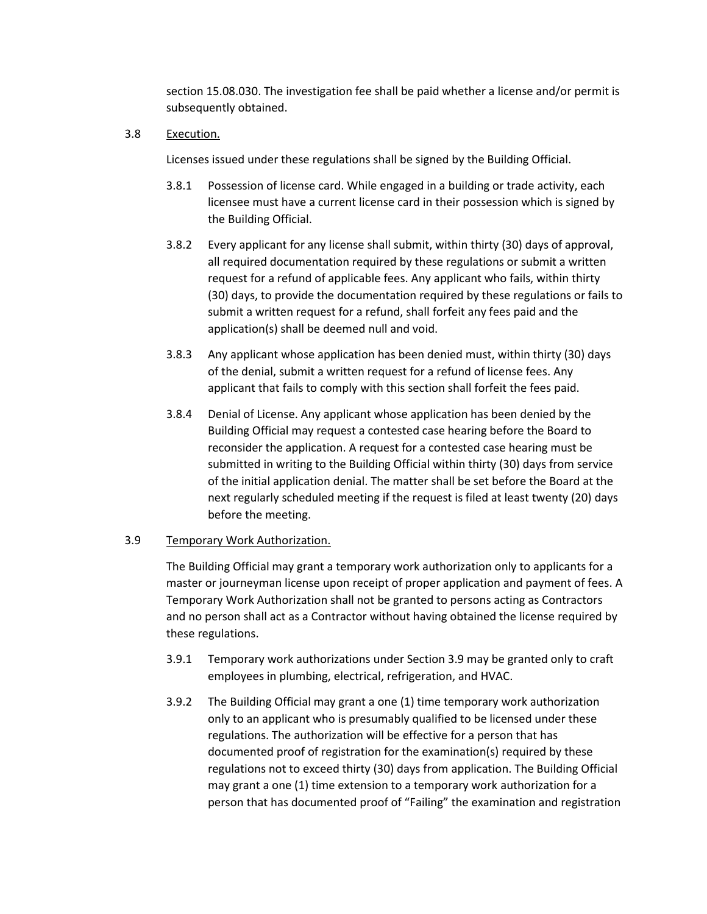section 15.08.030. The investigation fee shall be paid whether a license and/or permit is subsequently obtained.

3.8 Execution.

Licenses issued under these regulations shall be signed by the Building Official.

3.8.1 Possession of license card. While engaged in a building or trade activity, each licensee must have a current license card in their possession which is signed by the Building Official.

3.8.2 Every applicant for any license shall submit, within thirty (30) days of approval, all required documentation required by these regulations or submit a written request for a refund of applicable fees. Any applicant who fails, within thirty (30) days, to provide the documentation required by these regulations or fails to submit a written request for a refund, shall forfeit any fees paid and the application(s) shall be deemed null and void.

3.8.3 Any applicant whose application has been denied must, within thirty (30) days of the denial, submit a written request for a refund of license fees. Any applicant that fails to comply with this section shall forfeit the fees paid.

3.8.4 Denial of License. Any applicant whose application has been denied by the Building Official may request a contested case hearing before the Board to reconsider the application. A request for a contested case hearing must be submitted in writing to the Building Official within thirty (30) days from service of the initial application denial. The matter shall be set before the Board at the next regularly scheduled meeting if the request is filed at least twenty (20) days before the meeting.

3.9 Temporary Work Authorization.

The Building Official may grant a temporary work authorization only to applicants for a master or journeyman license upon receipt of proper application and payment of fees. A Temporary Work Authorization shall not be granted to persons acting as Contractors and no person shall act as a Contractor without having obtained the license required by these regulations.

3.9.1 Temporary work authorizations under Section 3.9 may be granted only to craft employees in plumbing, electrical, refrigeration, and HVAC.

3.9.2 The Building Official may grant a one (1) time temporary work authorization only to an applicant who is presumably qualified to be licensed under these regulations. The authorization will be effective for a person that has documented proof of registration for the examination(s) required by these regulations not to exceed thirty (30) days from application. The Building Official may grant a one (1) time extension to a temporary work authorization for a person that has documented proof of "Failing" the examination and registration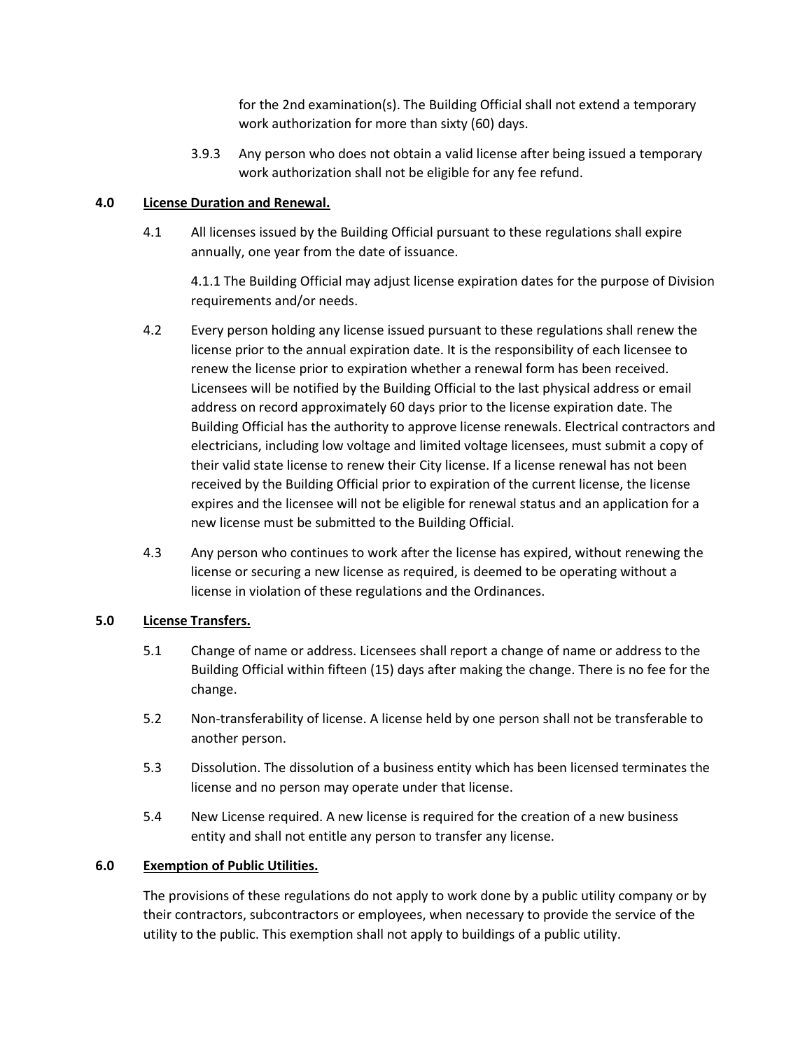for the 2nd examination(s). The Building Official shall not extend a temporary work authorization for more than sixty (60) days.

3.9.3 Any person who does not obtain a valid license after being issued a temporary work authorization shall not be eligible for any fee refund.

**4.0 <u>License Duration and Renewal.</u>**

4.1 All licenses issued by the Building Official pursuant to these regulations shall expire annually, one year from the date of issuance.

4.1.1 The Building Official may adjust license expiration dates for the purpose of Division requirements and/or needs.

4.2 Every person holding any license issued pursuant to these regulations shall renew the license prior to the annual expiration date. It is the responsibility of each licensee to renew the license prior to expiration whether a renewal form has been received. Licensees will be notified by the Building Official to the last physical address or email address on record approximately 60 days prior to the license expiration date. The Building Official has the authority to approve license renewals. Electrical contractors and electricians, including low voltage and limited voltage licensees, must submit a copy of their valid state license to renew their City license. If a license renewal has not been received by the Building Official prior to expiration of the current license, the license expires and the licensee will not be eligible for renewal status and an application for a new license must be submitted to the Building Official.

4.3 Any person who continues to work after the license has expired, without renewing the license or securing a new license as required, is deemed to be operating without a license in violation of these regulations and the Ordinances.

**5.0 <u>License Transfers.</u>**

5.1 Change of name or address. Licensees shall report a change of name or address to the Building Official within fifteen (15) days after making the change. There is no fee for the change.

5.2 Non-transferability of license. A license held by one person shall not be transferable to another person.

5.3 Dissolution. The dissolution of a business entity which has been licensed terminates the license and no person may operate under that license.

5.4 New License required. A new license is required for the creation of a new business entity and shall not entitle any person to transfer any license.

**6.0 <u>Exemption of Public Utilities.</u>**

The provisions of these regulations do not apply to work done by a public utility company or by their contractors, subcontractors or employees, when necessary to provide the service of the utility to the public. This exemption shall not apply to buildings of a public utility.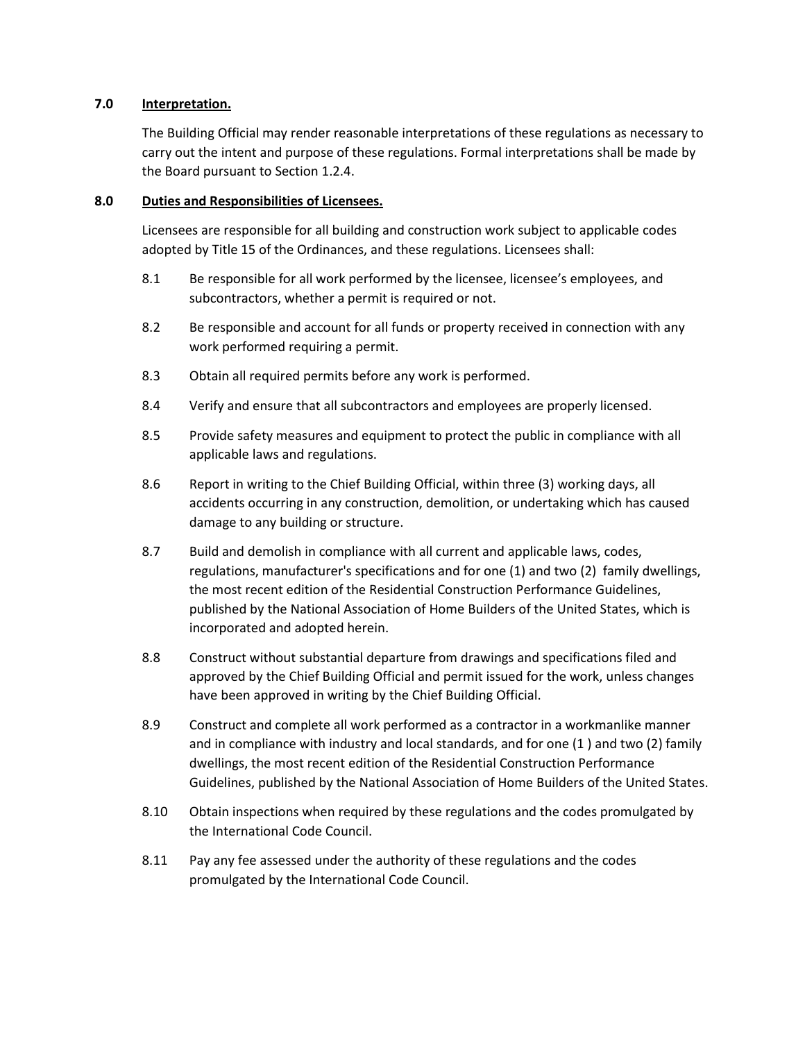## 7.0 Interpretation.

The Building Official may render reasonable interpretations of these regulations as necessary to carry out the intent and purpose of these regulations. Formal interpretations shall be made by the Board pursuant to Section 1.2.4.

## 8.0 Duties and Responsibilities of Licensees.

Licensees are responsible for all building and construction work subject to applicable codes adopted by Title 15 of the Ordinances, and these regulations. Licensees shall:

8.1 Be responsible for all work performed by the licensee, licensee's employees, and subcontractors, whether a permit is required or not.

8.2 Be responsible and account for all funds or property received in connection with any work performed requiring a permit.

8.3 Obtain all required permits before any work is performed.

8.4 Verify and ensure that all subcontractors and employees are properly licensed.

8.5 Provide safety measures and equipment to protect the public in compliance with all applicable laws and regulations.

8.6 Report in writing to the Chief Building Official, within three (3) working days, all accidents occurring in any construction, demolition, or undertaking which has caused damage to any building or structure.

8.7 Build and demolish in compliance with all current and applicable laws, codes, regulations, manufacturer's specifications and for one (1) and two (2) family dwellings, the most recent edition of the Residential Construction Performance Guidelines, published by the National Association of Home Builders of the United States, which is incorporated and adopted herein.

8.8 Construct without substantial departure from drawings and specifications filed and approved by the Chief Building Official and permit issued for the work, unless changes have been approved in writing by the Chief Building Official.

8.9 Construct and complete all work performed as a contractor in a workmanlike manner and in compliance with industry and local standards, and for one (1 ) and two (2) family dwellings, the most recent edition of the Residential Construction Performance Guidelines, published by the National Association of Home Builders of the United States.

8.10 Obtain inspections when required by these regulations and the codes promulgated by the International Code Council.

8.11 Pay any fee assessed under the authority of these regulations and the codes promulgated by the International Code Council.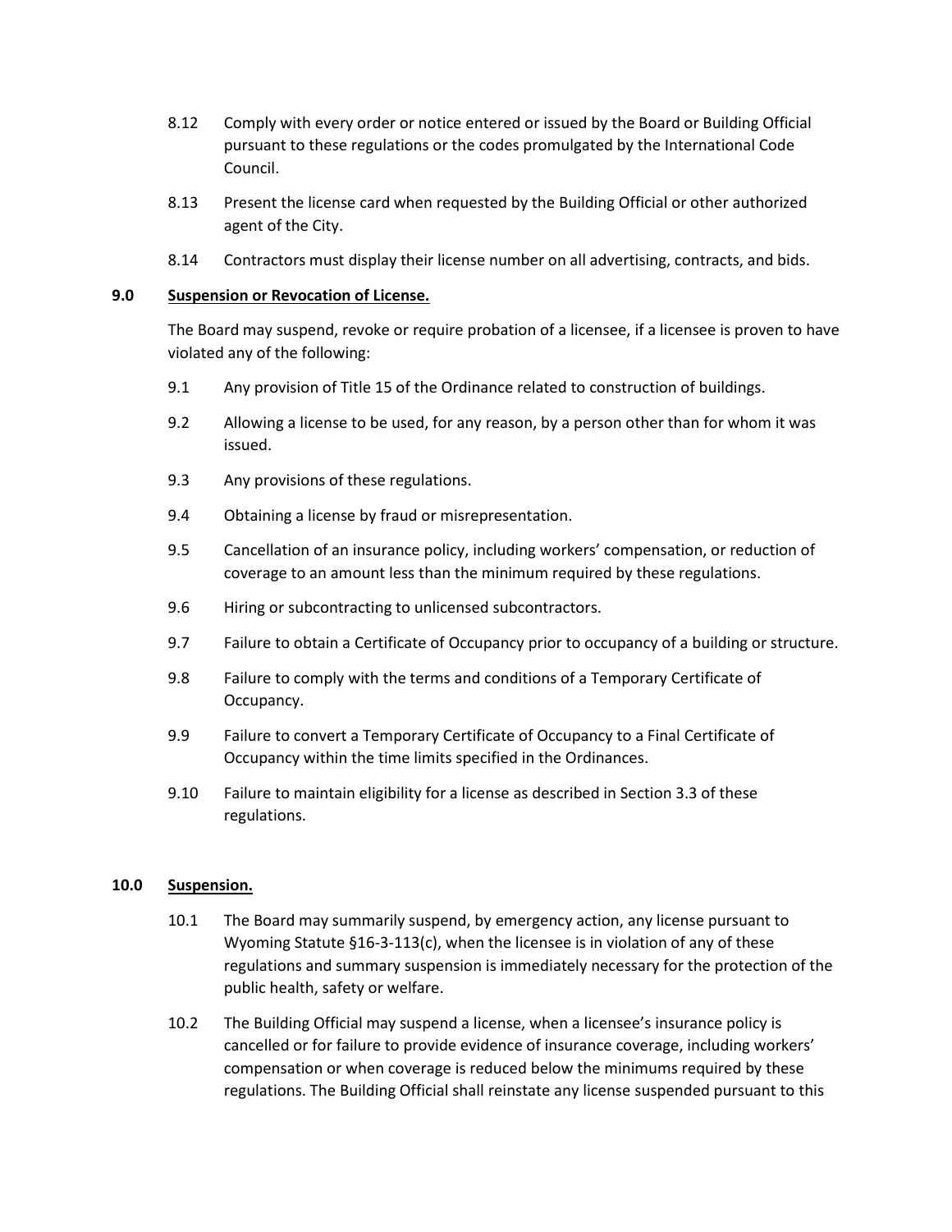8.12 Comply with every order or notice entered or issued by the Board or Building Official pursuant to these regulations or the codes promulgated by the International Code Council.

8.13 Present the license card when requested by the Building Official or other authorized agent of the City.

8.14 Contractors must display their license number on all advertising, contracts, and bids.

**9.0 <u>Suspension or Revocation of License.</u>**

The Board may suspend, revoke or require probation of a licensee, if a licensee is proven to have violated any of the following:

9.1 Any provision of Title 15 of the Ordinance related to construction of buildings.

9.2 Allowing a license to be used, for any reason, by a person other than for whom it was issued.

9.3 Any provisions of these regulations.

9.4 Obtaining a license by fraud or misrepresentation.

9.5 Cancellation of an insurance policy, including workers' compensation, or reduction of coverage to an amount less than the minimum required by these regulations.

9.6 Hiring or subcontracting to unlicensed subcontractors.

9.7 Failure to obtain a Certificate of Occupancy prior to occupancy of a building or structure.

9.8 Failure to comply with the terms and conditions of a Temporary Certificate of Occupancy.

9.9 Failure to convert a Temporary Certificate of Occupancy to a Final Certificate of Occupancy within the time limits specified in the Ordinances.

9.10 Failure to maintain eligibility for a license as described in Section 3.3 of these regulations.

**10.0 <u>Suspension.</u>**

10.1 The Board may summarily suspend, by emergency action, any license pursuant to Wyoming Statute §16-3-113(c), when the licensee is in violation of any of these regulations and summary suspension is immediately necessary for the protection of the public health, safety or welfare.

10.2 The Building Official may suspend a license, when a licensee's insurance policy is cancelled or for failure to provide evidence of insurance coverage, including workers' compensation or when coverage is reduced below the minimums required by these regulations. The Building Official shall reinstate any license suspended pursuant to this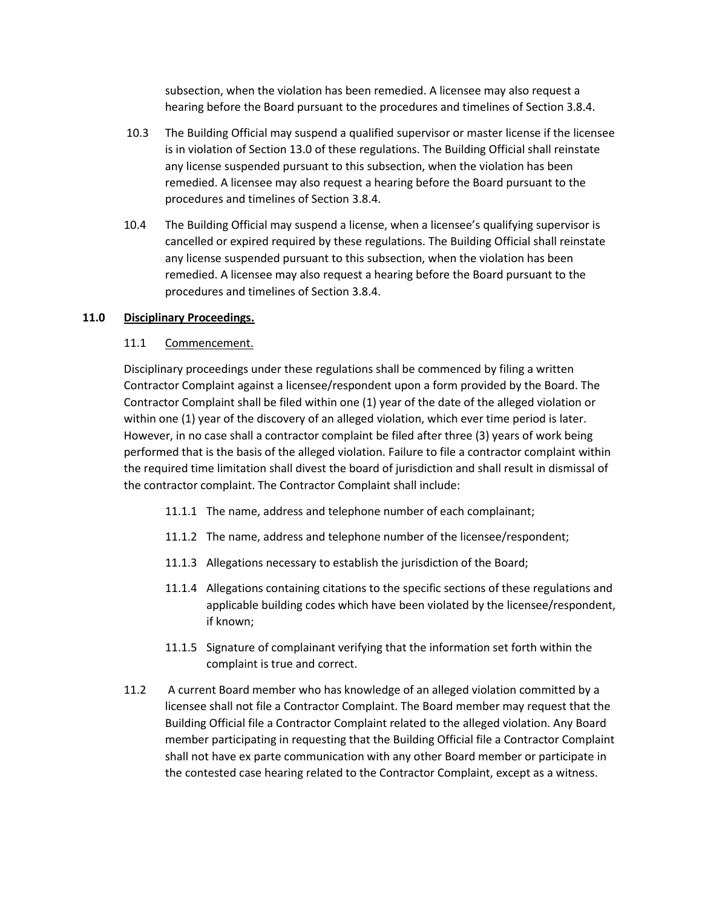subsection, when the violation has been remedied. A licensee may also request a hearing before the Board pursuant to the procedures and timelines of Section 3.8.4.

10.3 The Building Official may suspend a qualified supervisor or master license if the licensee is in violation of Section 13.0 of these regulations. The Building Official shall reinstate any license suspended pursuant to this subsection, when the violation has been remedied. A licensee may also request a hearing before the Board pursuant to the procedures and timelines of Section 3.8.4.

10.4 The Building Official may suspend a license, when a licensee's qualifying supervisor is cancelled or expired required by these regulations. The Building Official shall reinstate any license suspended pursuant to this subsection, when the violation has been remedied. A licensee may also request a hearing before the Board pursuant to the procedures and timelines of Section 3.8.4.

## 11.0 Disciplinary Proceedings.

### 11.1 Commencement.

Disciplinary proceedings under these regulations shall be commenced by filing a written Contractor Complaint against a licensee/respondent upon a form provided by the Board. The Contractor Complaint shall be filed within one (1) year of the date of the alleged violation or within one (1) year of the discovery of an alleged violation, which ever time period is later. However, in no case shall a contractor complaint be filed after three (3) years of work being performed that is the basis of the alleged violation. Failure to file a contractor complaint within the required time limitation shall divest the board of jurisdiction and shall result in dismissal of the contractor complaint. The Contractor Complaint shall include:

11.1.1 The name, address and telephone number of each complainant;

11.1.2 The name, address and telephone number of the licensee/respondent;

11.1.3 Allegations necessary to establish the jurisdiction of the Board;

11.1.4 Allegations containing citations to the specific sections of these regulations and applicable building codes which have been violated by the licensee/respondent, if known;

11.1.5 Signature of complainant verifying that the information set forth within the complaint is true and correct.

11.2 A current Board member who has knowledge of an alleged violation committed by a licensee shall not file a Contractor Complaint. The Board member may request that the Building Official file a Contractor Complaint related to the alleged violation. Any Board member participating in requesting that the Building Official file a Contractor Complaint shall not have ex parte communication with any other Board member or participate in the contested case hearing related to the Contractor Complaint, except as a witness.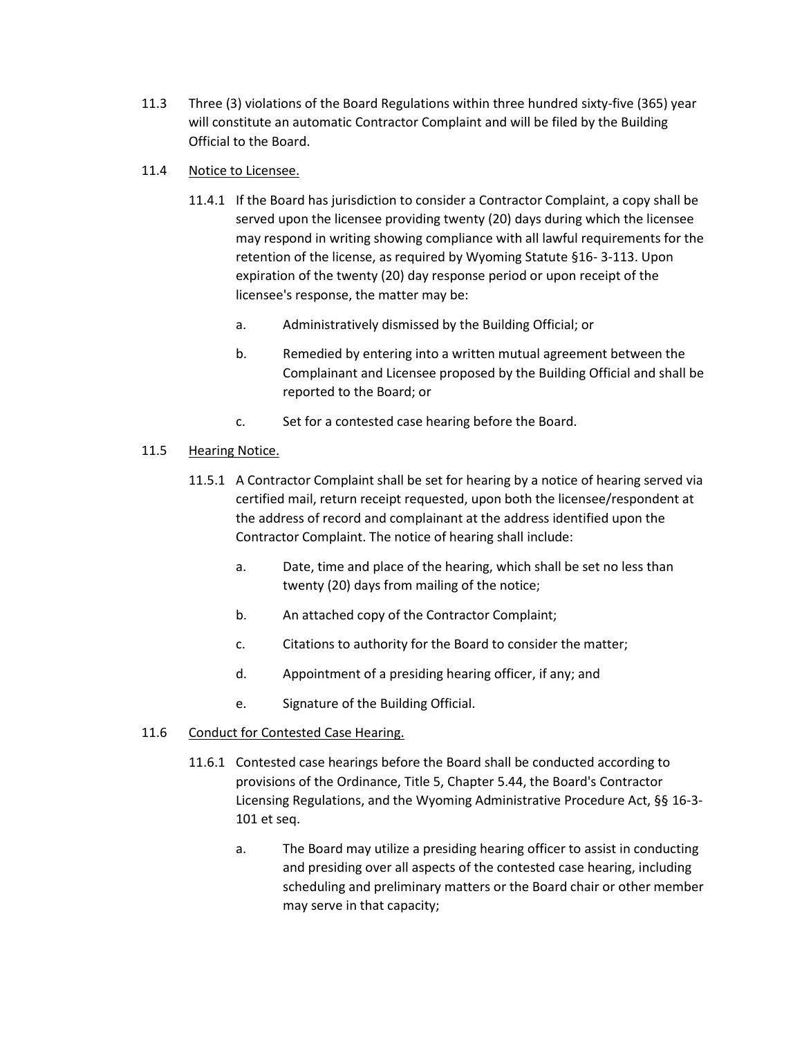11.3 Three (3) violations of the Board Regulations within three hundred sixty-five (365) year will constitute an automatic Contractor Complaint and will be filed by the Building Official to the Board.

11.4 <u>Notice to Licensee.</u>

11.4.1 If the Board has jurisdiction to consider a Contractor Complaint, a copy shall be served upon the licensee providing twenty (20) days during which the licensee may respond in writing showing compliance with all lawful requirements for the retention of the license, as required by Wyoming Statute §16- 3-113. Upon expiration of the twenty (20) day response period or upon receipt of the licensee's response, the matter may be:

a. Administratively dismissed by the Building Official; or

b. Remedied by entering into a written mutual agreement between the Complainant and Licensee proposed by the Building Official and shall be reported to the Board; or

c. Set for a contested case hearing before the Board.

11.5 <u>Hearing Notice.</u>

11.5.1 A Contractor Complaint shall be set for hearing by a notice of hearing served via certified mail, return receipt requested, upon both the licensee/respondent at the address of record and complainant at the address identified upon the Contractor Complaint. The notice of hearing shall include:

a. Date, time and place of the hearing, which shall be set no less than twenty (20) days from mailing of the notice;

b. An attached copy of the Contractor Complaint;

c. Citations to authority for the Board to consider the matter;

d. Appointment of a presiding hearing officer, if any; and

e. Signature of the Building Official.

11.6 <u>Conduct for Contested Case Hearing.</u>

11.6.1 Contested case hearings before the Board shall be conducted according to provisions of the Ordinance, Title 5, Chapter 5.44, the Board's Contractor Licensing Regulations, and the Wyoming Administrative Procedure Act, §§ 16-3-101 et seq.

a. The Board may utilize a presiding hearing officer to assist in conducting and presiding over all aspects of the contested case hearing, including scheduling and preliminary matters or the Board chair or other member may serve in that capacity;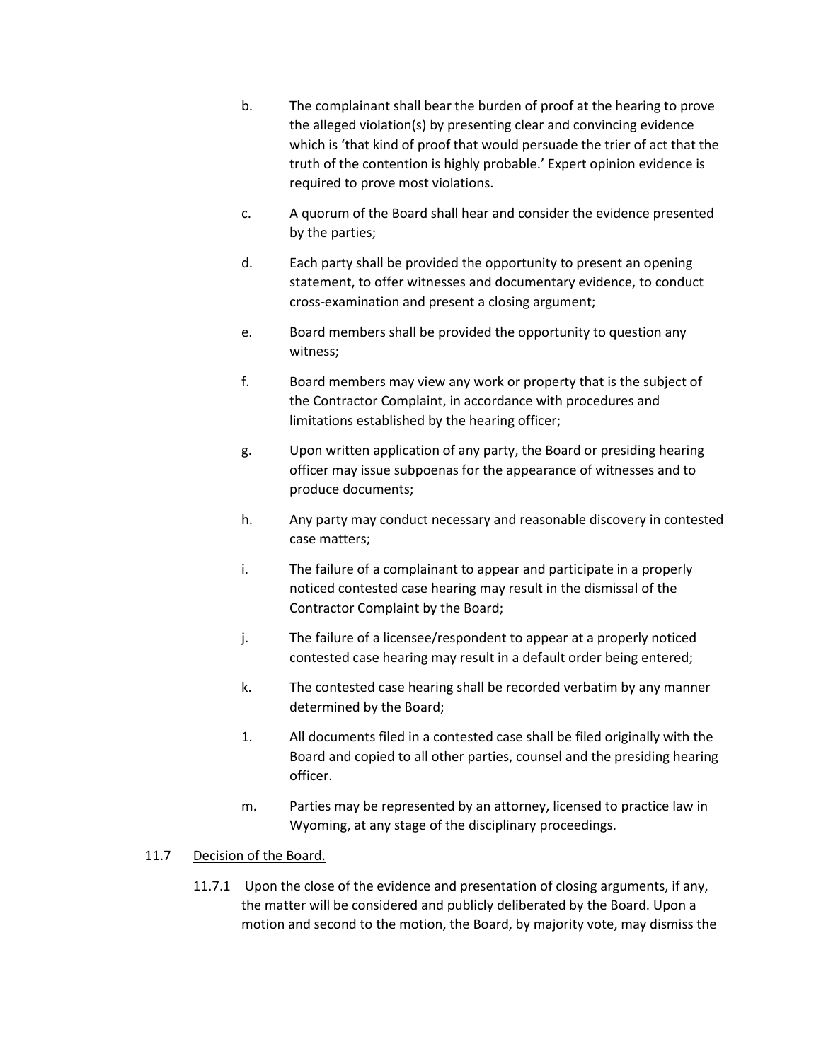b. The complainant shall bear the burden of proof at the hearing to prove the alleged violation(s) by presenting clear and convincing evidence which is 'that kind of proof that would persuade the trier of act that the truth of the contention is highly probable.' Expert opinion evidence is required to prove most violations.

c. A quorum of the Board shall hear and consider the evidence presented by the parties;

d. Each party shall be provided the opportunity to present an opening statement, to offer witnesses and documentary evidence, to conduct cross-examination and present a closing argument;

e. Board members shall be provided the opportunity to question any witness;

f. Board members may view any work or property that is the subject of the Contractor Complaint, in accordance with procedures and limitations established by the hearing officer;

g. Upon written application of any party, the Board or presiding hearing officer may issue subpoenas for the appearance of witnesses and to produce documents;

h. Any party may conduct necessary and reasonable discovery in contested case matters;

i. The failure of a complainant to appear and participate in a properly noticed contested case hearing may result in the dismissal of the Contractor Complaint by the Board;

j. The failure of a licensee/respondent to appear at a properly noticed contested case hearing may result in a default order being entered;

k. The contested case hearing shall be recorded verbatim by any manner determined by the Board;

1. All documents filed in a contested case shall be filed originally with the Board and copied to all other parties, counsel and the presiding hearing officer.

m. Parties may be represented by an attorney, licensed to practice law in Wyoming, at any stage of the disciplinary proceedings.

11.7 <u>Decision of the Board.</u>

11.7.1 Upon the close of the evidence and presentation of closing arguments, if any, the matter will be considered and publicly deliberated by the Board. Upon a motion and second to the motion, the Board, by majority vote, may dismiss the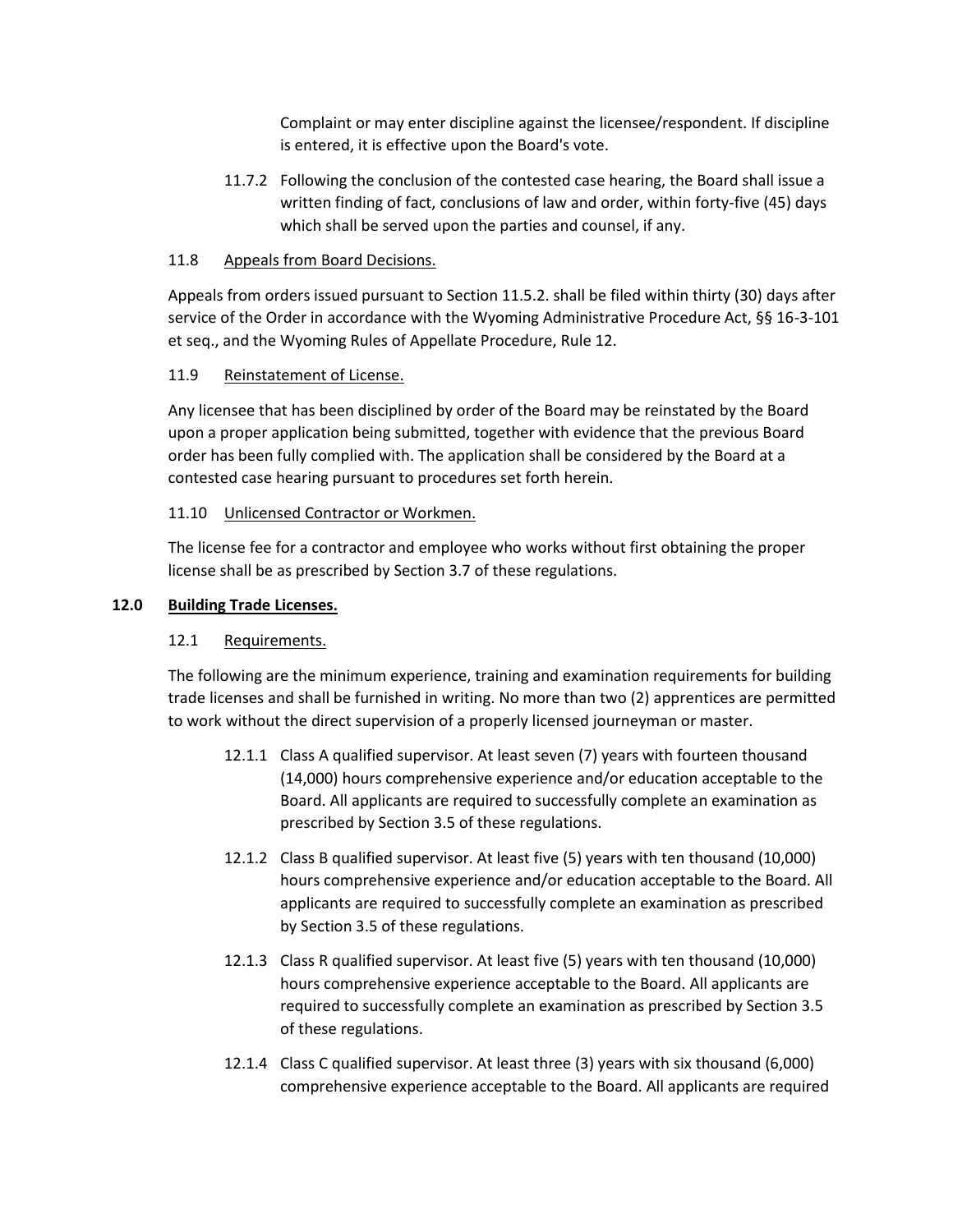Complaint or may enter discipline against the licensee/respondent. If discipline is entered, it is effective upon the Board's vote.

11.7.2 Following the conclusion of the contested case hearing, the Board shall issue a written finding of fact, conclusions of law and order, within forty-five (45) days which shall be served upon the parties and counsel, if any.

11.8 Appeals from Board Decisions.

Appeals from orders issued pursuant to Section 11.5.2. shall be filed within thirty (30) days after service of the Order in accordance with the Wyoming Administrative Procedure Act, §§ 16-3-101 et seq., and the Wyoming Rules of Appellate Procedure, Rule 12.

11.9 Reinstatement of License.

Any licensee that has been disciplined by order of the Board may be reinstated by the Board upon a proper application being submitted, together with evidence that the previous Board order has been fully complied with. The application shall be considered by the Board at a contested case hearing pursuant to procedures set forth herein.

11.10 Unlicensed Contractor or Workmen.

The license fee for a contractor and employee who works without first obtaining the proper license shall be as prescribed by Section 3.7 of these regulations.

## 12.0 Building Trade Licenses.

12.1 Requirements.

The following are the minimum experience, training and examination requirements for building trade licenses and shall be furnished in writing. No more than two (2) apprentices are permitted to work without the direct supervision of a properly licensed journeyman or master.

12.1.1 Class A qualified supervisor. At least seven (7) years with fourteen thousand (14,000) hours comprehensive experience and/or education acceptable to the Board. All applicants are required to successfully complete an examination as prescribed by Section 3.5 of these regulations.

12.1.2 Class B qualified supervisor. At least five (5) years with ten thousand (10,000) hours comprehensive experience and/or education acceptable to the Board. All applicants are required to successfully complete an examination as prescribed by Section 3.5 of these regulations.

12.1.3 Class R qualified supervisor. At least five (5) years with ten thousand (10,000) hours comprehensive experience acceptable to the Board. All applicants are required to successfully complete an examination as prescribed by Section 3.5 of these regulations.

12.1.4 Class C qualified supervisor. At least three (3) years with six thousand (6,000) comprehensive experience acceptable to the Board. All applicants are required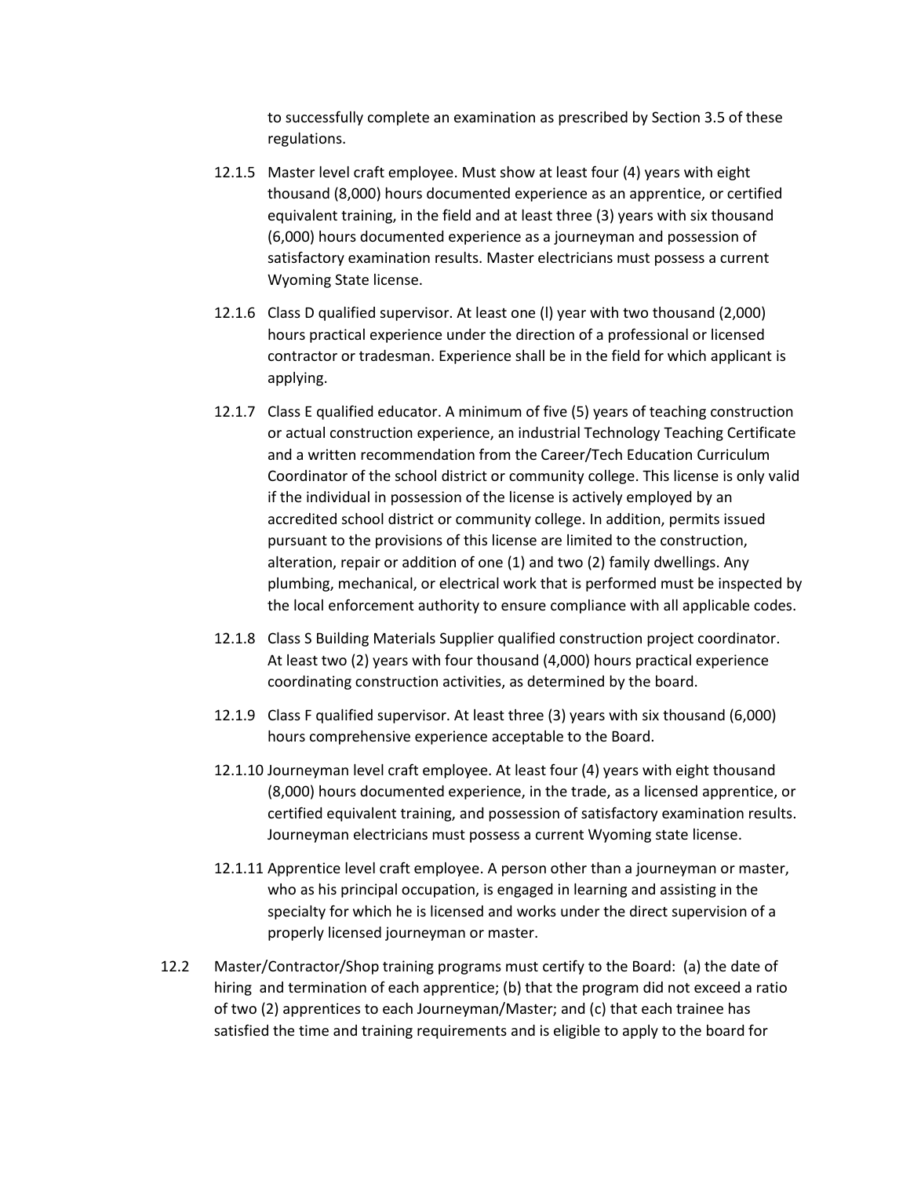to successfully complete an examination as prescribed by Section 3.5 of these regulations.

12.1.5 Master level craft employee. Must show at least four (4) years with eight thousand (8,000) hours documented experience as an apprentice, or certified equivalent training, in the field and at least three (3) years with six thousand (6,000) hours documented experience as a journeyman and possession of satisfactory examination results. Master electricians must possess a current Wyoming State license.

12.1.6 Class D qualified supervisor. At least one (l) year with two thousand (2,000) hours practical experience under the direction of a professional or licensed contractor or tradesman. Experience shall be in the field for which applicant is applying.

12.1.7 Class E qualified educator. A minimum of five (5) years of teaching construction or actual construction experience, an industrial Technology Teaching Certificate and a written recommendation from the Career/Tech Education Curriculum Coordinator of the school district or community college. This license is only valid if the individual in possession of the license is actively employed by an accredited school district or community college. In addition, permits issued pursuant to the provisions of this license are limited to the construction, alteration, repair or addition of one (1) and two (2) family dwellings. Any plumbing, mechanical, or electrical work that is performed must be inspected by the local enforcement authority to ensure compliance with all applicable codes.

12.1.8 Class S Building Materials Supplier qualified construction project coordinator. At least two (2) years with four thousand (4,000) hours practical experience coordinating construction activities, as determined by the board.

12.1.9 Class F qualified supervisor. At least three (3) years with six thousand (6,000) hours comprehensive experience acceptable to the Board.

12.1.10 Journeyman level craft employee. At least four (4) years with eight thousand (8,000) hours documented experience, in the trade, as a licensed apprentice, or certified equivalent training, and possession of satisfactory examination results. Journeyman electricians must possess a current Wyoming state license.

12.1.11 Apprentice level craft employee. A person other than a journeyman or master, who as his principal occupation, is engaged in learning and assisting in the specialty for which he is licensed and works under the direct supervision of a properly licensed journeyman or master.

12.2 Master/Contractor/Shop training programs must certify to the Board: (a) the date of hiring and termination of each apprentice; (b) that the program did not exceed a ratio of two (2) apprentices to each Journeyman/Master; and (c) that each trainee has satisfied the time and training requirements and is eligible to apply to the board for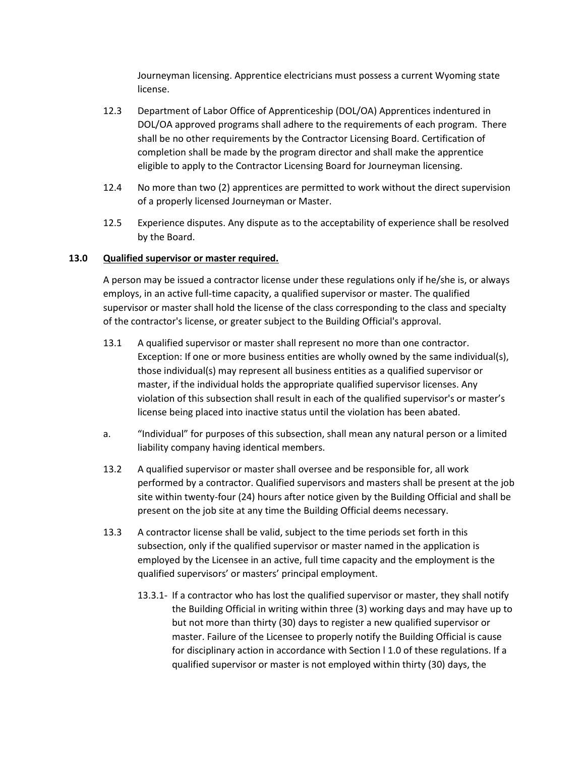Journeyman licensing. Apprentice electricians must possess a current Wyoming state license.

12.3 Department of Labor Office of Apprenticeship (DOL/OA) Apprentices indentured in DOL/OA approved programs shall adhere to the requirements of each program. There shall be no other requirements by the Contractor Licensing Board. Certification of completion shall be made by the program director and shall make the apprentice eligible to apply to the Contractor Licensing Board for Journeyman licensing.

12.4 No more than two (2) apprentices are permitted to work without the direct supervision of a properly licensed Journeyman or Master.

12.5 Experience disputes. Any dispute as to the acceptability of experience shall be resolved by the Board.

**13.0 <u>Qualified supervisor or master required.</u>**

A person may be issued a contractor license under these regulations only if he/she is, or always employs, in an active full-time capacity, a qualified supervisor or master. The qualified supervisor or master shall hold the license of the class corresponding to the class and specialty of the contractor's license, or greater subject to the Building Official's approval.

13.1 A qualified supervisor or master shall represent no more than one contractor. Exception: If one or more business entities are wholly owned by the same individual(s), those individual(s) may represent all business entities as a qualified supervisor or master, if the individual holds the appropriate qualified supervisor licenses. Any violation of this subsection shall result in each of the qualified supervisor's or master's license being placed into inactive status until the violation has been abated.

a. "Individual" for purposes of this subsection, shall mean any natural person or a limited liability company having identical members.

13.2 A qualified supervisor or master shall oversee and be responsible for, all work performed by a contractor. Qualified supervisors and masters shall be present at the job site within twenty-four (24) hours after notice given by the Building Official and shall be present on the job site at any time the Building Official deems necessary.

13.3 A contractor license shall be valid, subject to the time periods set forth in this subsection, only if the qualified supervisor or master named in the application is employed by the Licensee in an active, full time capacity and the employment is the qualified supervisors' or masters' principal employment.

13.3.1- If a contractor who has lost the qualified supervisor or master, they shall notify the Building Official in writing within three (3) working days and may have up to but not more than thirty (30) days to register a new qualified supervisor or master. Failure of the Licensee to properly notify the Building Official is cause for disciplinary action in accordance with Section l 1.0 of these regulations. If a qualified supervisor or master is not employed within thirty (30) days, the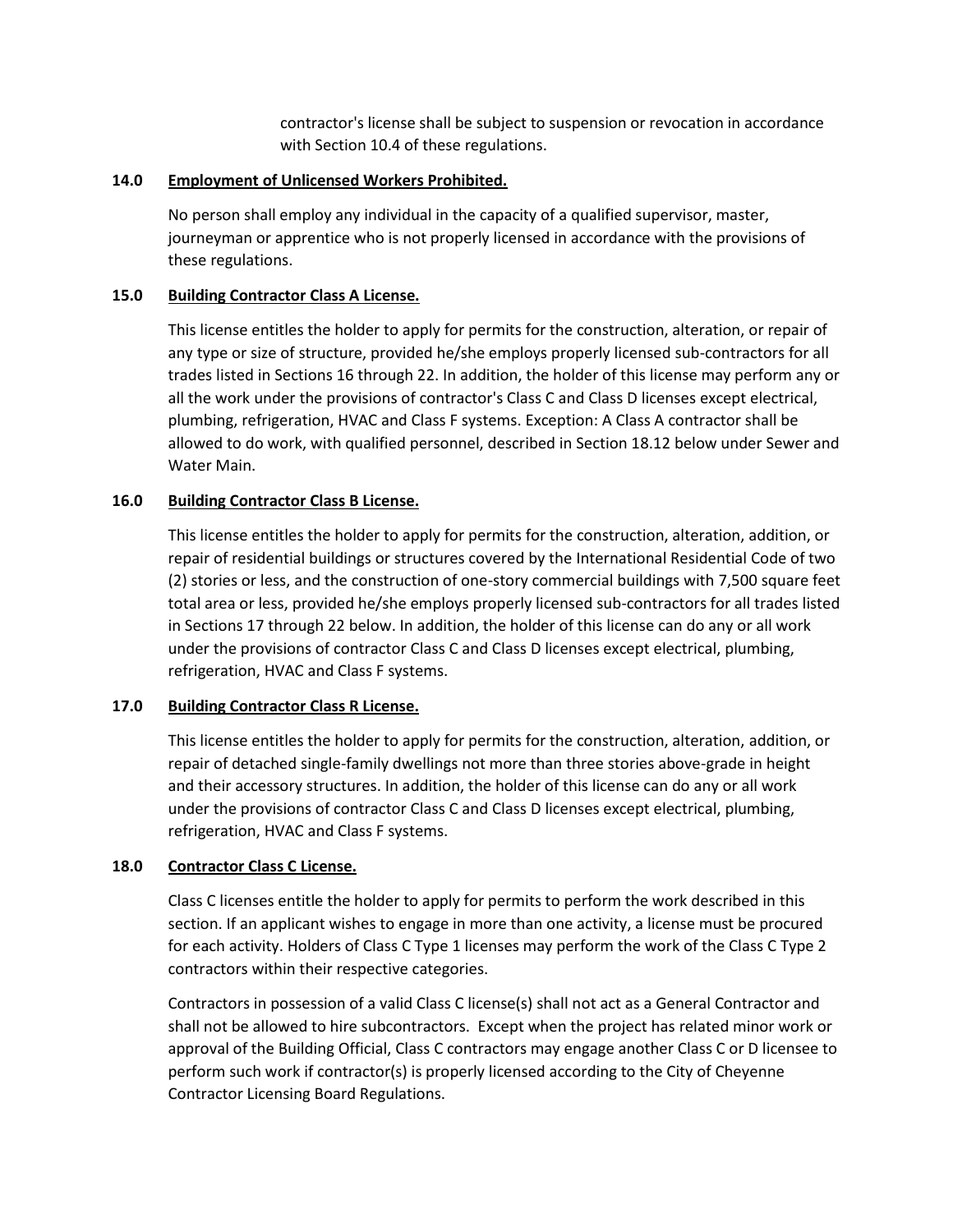contractor's license shall be subject to suspension or revocation in accordance with Section 10.4 of these regulations.

## 14.0 Employment of Unlicensed Workers Prohibited.

No person shall employ any individual in the capacity of a qualified supervisor, master, journeyman or apprentice who is not properly licensed in accordance with the provisions of these regulations.

## 15.0 Building Contractor Class A License.

This license entitles the holder to apply for permits for the construction, alteration, or repair of any type or size of structure, provided he/she employs properly licensed sub-contractors for all trades listed in Sections 16 through 22. In addition, the holder of this license may perform any or all the work under the provisions of contractor's Class C and Class D licenses except electrical, plumbing, refrigeration, HVAC and Class F systems. Exception: A Class A contractor shall be allowed to do work, with qualified personnel, described in Section 18.12 below under Sewer and Water Main.

## 16.0 Building Contractor Class B License.

This license entitles the holder to apply for permits for the construction, alteration, addition, or repair of residential buildings or structures covered by the International Residential Code of two (2) stories or less, and the construction of one-story commercial buildings with 7,500 square feet total area or less, provided he/she employs properly licensed sub-contractors for all trades listed in Sections 17 through 22 below. In addition, the holder of this license can do any or all work under the provisions of contractor Class C and Class D licenses except electrical, plumbing, refrigeration, HVAC and Class F systems.

## 17.0 Building Contractor Class R License.

This license entitles the holder to apply for permits for the construction, alteration, addition, or repair of detached single-family dwellings not more than three stories above-grade in height and their accessory structures. In addition, the holder of this license can do any or all work under the provisions of contractor Class C and Class D licenses except electrical, plumbing, refrigeration, HVAC and Class F systems.

## 18.0 Contractor Class C License.

Class C licenses entitle the holder to apply for permits to perform the work described in this section. If an applicant wishes to engage in more than one activity, a license must be procured for each activity. Holders of Class C Type 1 licenses may perform the work of the Class C Type 2 contractors within their respective categories.

Contractors in possession of a valid Class C license(s) shall not act as a General Contractor and shall not be allowed to hire subcontractors. Except when the project has related minor work or approval of the Building Official, Class C contractors may engage another Class C or D licensee to perform such work if contractor(s) is properly licensed according to the City of Cheyenne Contractor Licensing Board Regulations.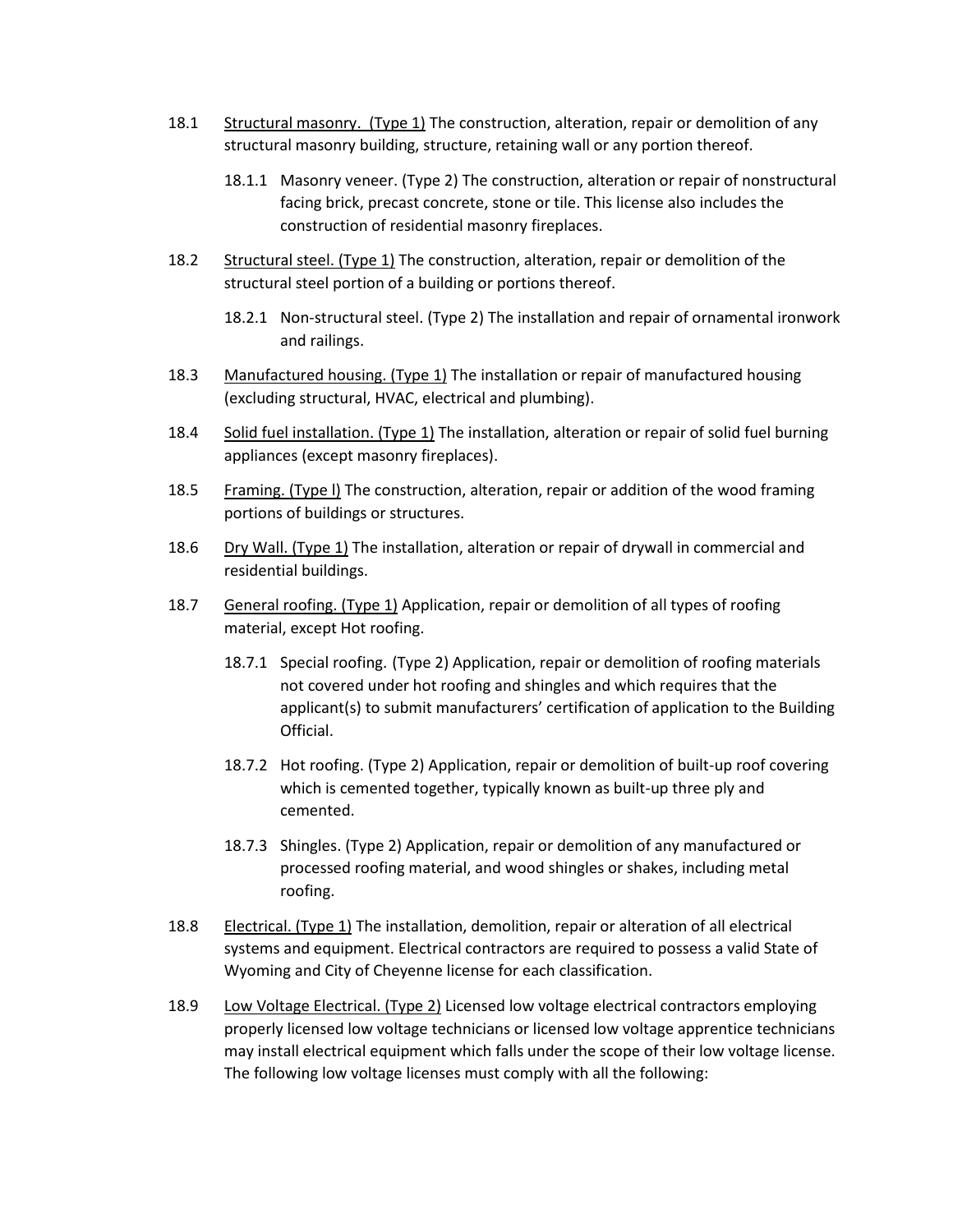18.1 <u>Structural masonry. (Type 1)</u> The construction, alteration, repair or demolition of any structural masonry building, structure, retaining wall or any portion thereof.

18.1.1 Masonry veneer. (Type 2) The construction, alteration or repair of nonstructural facing brick, precast concrete, stone or tile. This license also includes the construction of residential masonry fireplaces.

18.2 <u>Structural steel. (Type 1)</u> The construction, alteration, repair or demolition of the structural steel portion of a building or portions thereof.

18.2.1 Non-structural steel. (Type 2) The installation and repair of ornamental ironwork and railings.

18.3 <u>Manufactured housing. (Type 1)</u> The installation or repair of manufactured housing (excluding structural, HVAC, electrical and plumbing).

18.4 <u>Solid fuel installation. (Type 1)</u> The installation, alteration or repair of solid fuel burning appliances (except masonry fireplaces).

18.5 <u>Framing. (Type l)</u> The construction, alteration, repair or addition of the wood framing portions of buildings or structures.

18.6 <u>Dry Wall. (Type 1)</u> The installation, alteration or repair of drywall in commercial and residential buildings.

18.7 <u>General roofing. (Type 1)</u> Application, repair or demolition of all types of roofing material, except Hot roofing.

18.7.1 Special roofing. (Type 2) Application, repair or demolition of roofing materials not covered under hot roofing and shingles and which requires that the applicant(s) to submit manufacturers' certification of application to the Building Official.

18.7.2 Hot roofing. (Type 2) Application, repair or demolition of built-up roof covering which is cemented together, typically known as built-up three ply and cemented.

18.7.3 Shingles. (Type 2) Application, repair or demolition of any manufactured or processed roofing material, and wood shingles or shakes, including metal roofing.

18.8 <u>Electrical. (Type 1)</u> The installation, demolition, repair or alteration of all electrical systems and equipment. Electrical contractors are required to possess a valid State of Wyoming and City of Cheyenne license for each classification.

18.9 <u>Low Voltage Electrical. (Type 2)</u> Licensed low voltage electrical contractors employing properly licensed low voltage technicians or licensed low voltage apprentice technicians may install electrical equipment which falls under the scope of their low voltage license. The following low voltage licenses must comply with all the following: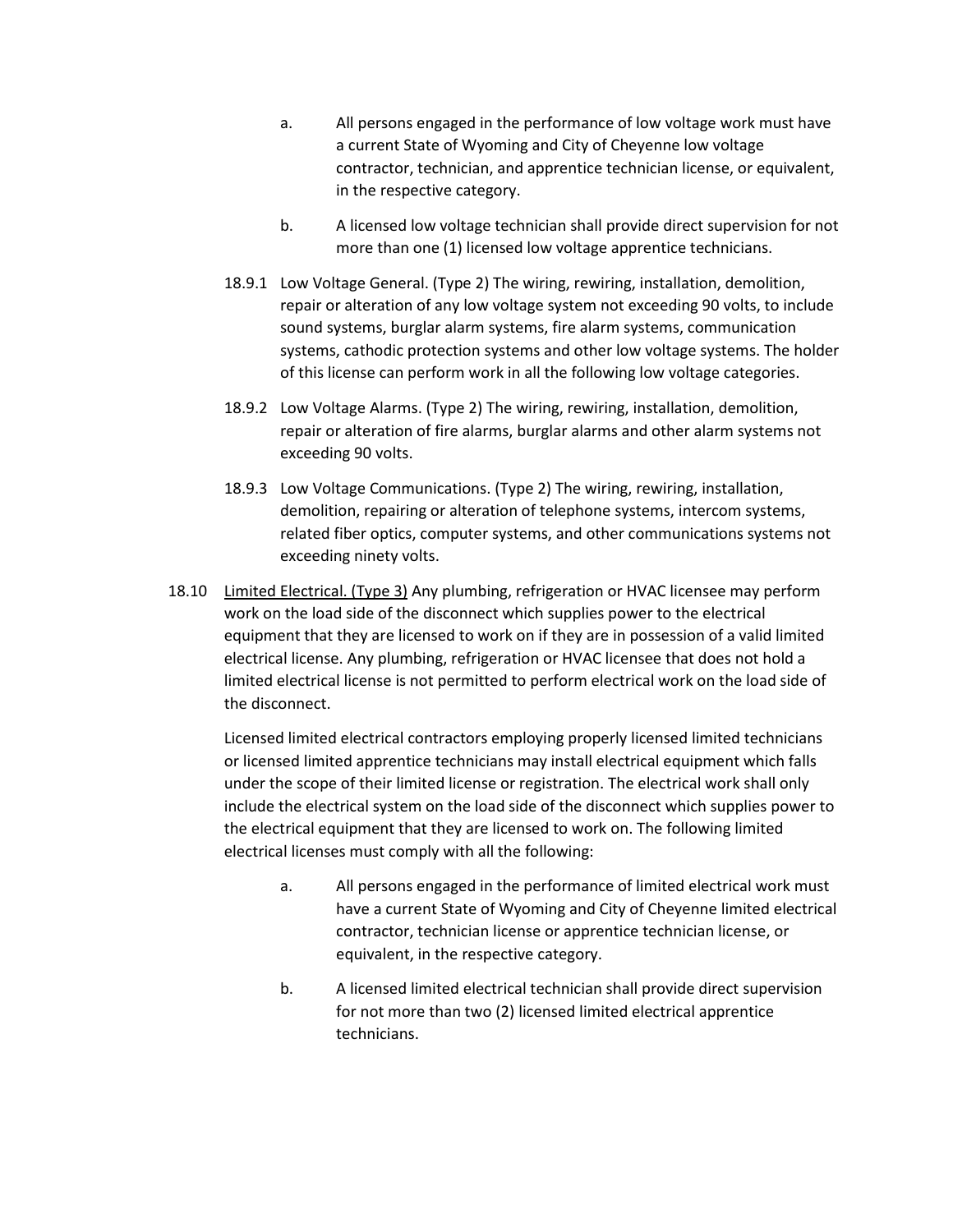a. All persons engaged in the performance of low voltage work must have a current State of Wyoming and City of Cheyenne low voltage contractor, technician, and apprentice technician license, or equivalent, in the respective category.

b. A licensed low voltage technician shall provide direct supervision for not more than one (1) licensed low voltage apprentice technicians.

18.9.1 Low Voltage General. (Type 2) The wiring, rewiring, installation, demolition, repair or alteration of any low voltage system not exceeding 90 volts, to include sound systems, burglar alarm systems, fire alarm systems, communication systems, cathodic protection systems and other low voltage systems. The holder of this license can perform work in all the following low voltage categories.

18.9.2 Low Voltage Alarms. (Type 2) The wiring, rewiring, installation, demolition, repair or alteration of fire alarms, burglar alarms and other alarm systems not exceeding 90 volts.

18.9.3 Low Voltage Communications. (Type 2) The wiring, rewiring, installation, demolition, repairing or alteration of telephone systems, intercom systems, related fiber optics, computer systems, and other communications systems not exceeding ninety volts.

18.10 <u>Limited Electrical. (Type 3)</u> Any plumbing, refrigeration or HVAC licensee may perform work on the load side of the disconnect which supplies power to the electrical equipment that they are licensed to work on if they are in possession of a valid limited electrical license. Any plumbing, refrigeration or HVAC licensee that does not hold a limited electrical license is not permitted to perform electrical work on the load side of the disconnect.

Licensed limited electrical contractors employing properly licensed limited technicians or licensed limited apprentice technicians may install electrical equipment which falls under the scope of their limited license or registration. The electrical work shall only include the electrical system on the load side of the disconnect which supplies power to the electrical equipment that they are licensed to work on. The following limited electrical licenses must comply with all the following:

a. All persons engaged in the performance of limited electrical work must have a current State of Wyoming and City of Cheyenne limited electrical contractor, technician license or apprentice technician license, or equivalent, in the respective category.

b. A licensed limited electrical technician shall provide direct supervision for not more than two (2) licensed limited electrical apprentice technicians.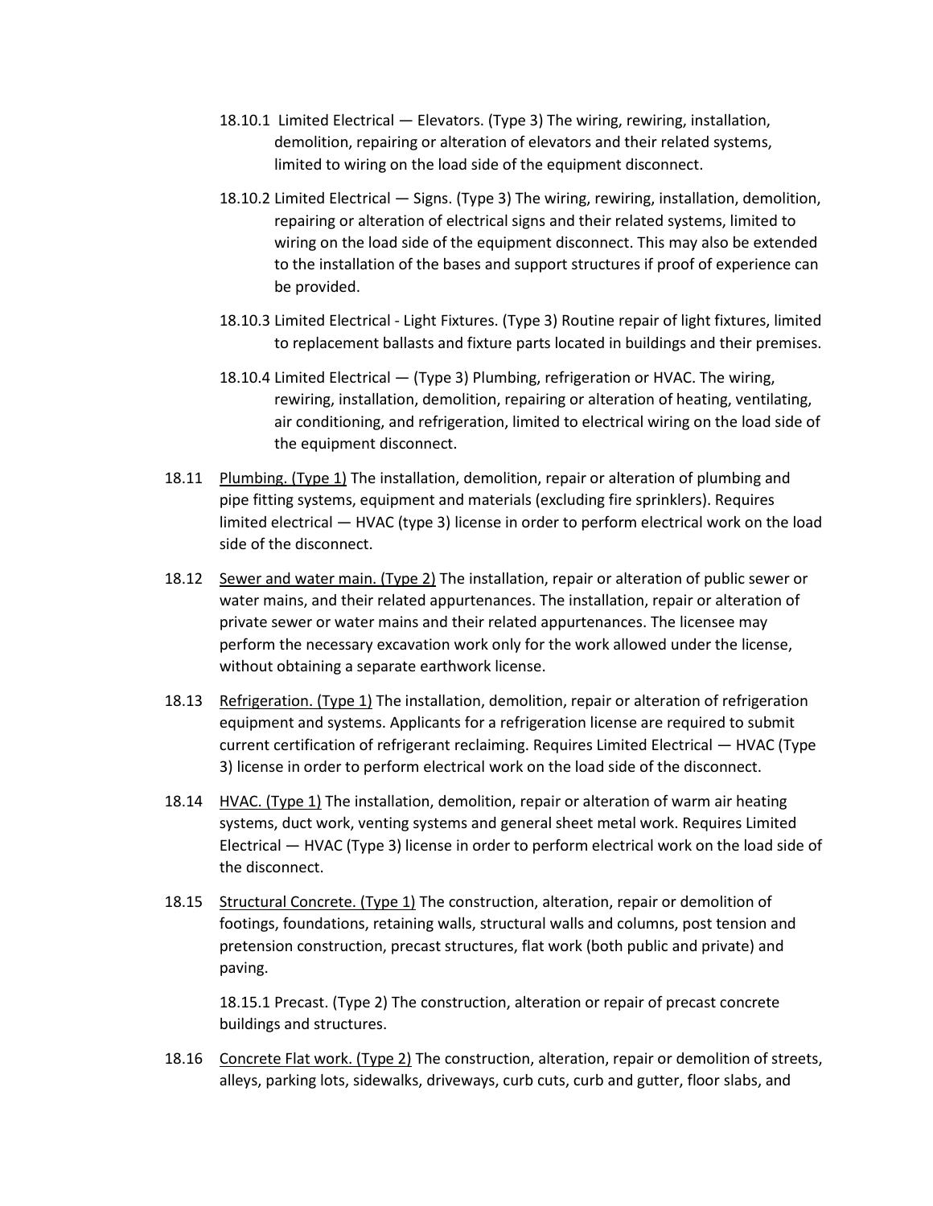18.10.1 Limited Electrical — Elevators. (Type 3) The wiring, rewiring, installation, demolition, repairing or alteration of elevators and their related systems, limited to wiring on the load side of the equipment disconnect.

18.10.2 Limited Electrical — Signs. (Type 3) The wiring, rewiring, installation, demolition, repairing or alteration of electrical signs and their related systems, limited to wiring on the load side of the equipment disconnect. This may also be extended to the installation of the bases and support structures if proof of experience can be provided.

18.10.3 Limited Electrical - Light Fixtures. (Type 3) Routine repair of light fixtures, limited to replacement ballasts and fixture parts located in buildings and their premises.

18.10.4 Limited Electrical — (Type 3) Plumbing, refrigeration or HVAC. The wiring, rewiring, installation, demolition, repairing or alteration of heating, ventilating, air conditioning, and refrigeration, limited to electrical wiring on the load side of the equipment disconnect.

18.11 Plumbing. (Type 1) The installation, demolition, repair or alteration of plumbing and pipe fitting systems, equipment and materials (excluding fire sprinklers). Requires limited electrical — HVAC (type 3) license in order to perform electrical work on the load side of the disconnect.

18.12 Sewer and water main. (Type 2) The installation, repair or alteration of public sewer or water mains, and their related appurtenances. The installation, repair or alteration of private sewer or water mains and their related appurtenances. The licensee may perform the necessary excavation work only for the work allowed under the license, without obtaining a separate earthwork license.

18.13 Refrigeration. (Type 1) The installation, demolition, repair or alteration of refrigeration equipment and systems. Applicants for a refrigeration license are required to submit current certification of refrigerant reclaiming. Requires Limited Electrical — HVAC (Type 3) license in order to perform electrical work on the load side of the disconnect.

18.14 HVAC. (Type 1) The installation, demolition, repair or alteration of warm air heating systems, duct work, venting systems and general sheet metal work. Requires Limited Electrical — HVAC (Type 3) license in order to perform electrical work on the load side of the disconnect.

18.15 Structural Concrete. (Type 1) The construction, alteration, repair or demolition of footings, foundations, retaining walls, structural walls and columns, post tension and pretension construction, precast structures, flat work (both public and private) and paving.

18.15.1 Precast. (Type 2) The construction, alteration or repair of precast concrete buildings and structures.

18.16 Concrete Flat work. (Type 2) The construction, alteration, repair or demolition of streets, alleys, parking lots, sidewalks, driveways, curb cuts, curb and gutter, floor slabs, and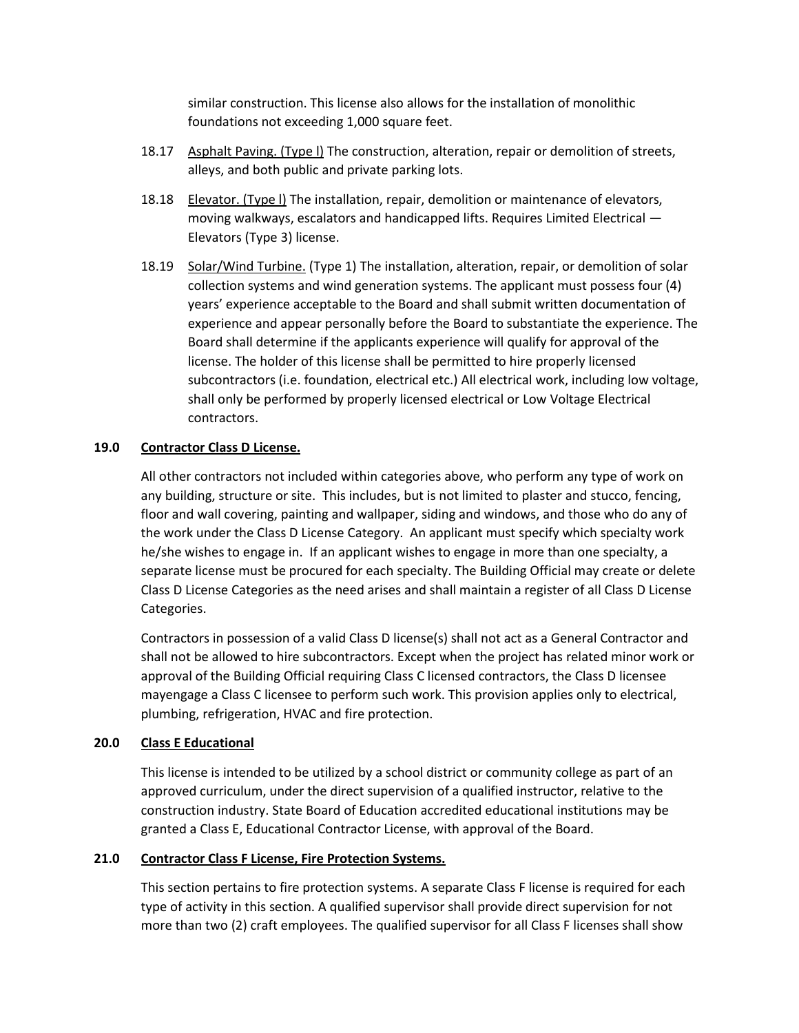similar construction. This license also allows for the installation of monolithic foundations not exceeding 1,000 square feet.

18.17 Asphalt Paving. (Type l) The construction, alteration, repair or demolition of streets, alleys, and both public and private parking lots.

18.18 Elevator. (Type l) The installation, repair, demolition or maintenance of elevators, moving walkways, escalators and handicapped lifts. Requires Limited Electrical — Elevators (Type 3) license.

18.19 Solar/Wind Turbine. (Type 1) The installation, alteration, repair, or demolition of solar collection systems and wind generation systems. The applicant must possess four (4) years' experience acceptable to the Board and shall submit written documentation of experience and appear personally before the Board to substantiate the experience. The Board shall determine if the applicants experience will qualify for approval of the license. The holder of this license shall be permitted to hire properly licensed subcontractors (i.e. foundation, electrical etc.) All electrical work, including low voltage, shall only be performed by properly licensed electrical or Low Voltage Electrical contractors.

## 19.0 Contractor Class D License.

All other contractors not included within categories above, who perform any type of work on any building, structure or site. This includes, but is not limited to plaster and stucco, fencing, floor and wall covering, painting and wallpaper, siding and windows, and those who do any of the work under the Class D License Category. An applicant must specify which specialty work he/she wishes to engage in. If an applicant wishes to engage in more than one specialty, a separate license must be procured for each specialty. The Building Official may create or delete Class D License Categories as the need arises and shall maintain a register of all Class D License Categories.

Contractors in possession of a valid Class D license(s) shall not act as a General Contractor and shall not be allowed to hire subcontractors. Except when the project has related minor work or approval of the Building Official requiring Class C licensed contractors, the Class D licensee mayengage a Class C licensee to perform such work. This provision applies only to electrical, plumbing, refrigeration, HVAC and fire protection.

## 20.0 Class E Educational

This license is intended to be utilized by a school district or community college as part of an approved curriculum, under the direct supervision of a qualified instructor, relative to the construction industry. State Board of Education accredited educational institutions may be granted a Class E, Educational Contractor License, with approval of the Board.

## 21.0 Contractor Class F License, Fire Protection Systems.

This section pertains to fire protection systems. A separate Class F license is required for each type of activity in this section. A qualified supervisor shall provide direct supervision for not more than two (2) craft employees. The qualified supervisor for all Class F licenses shall show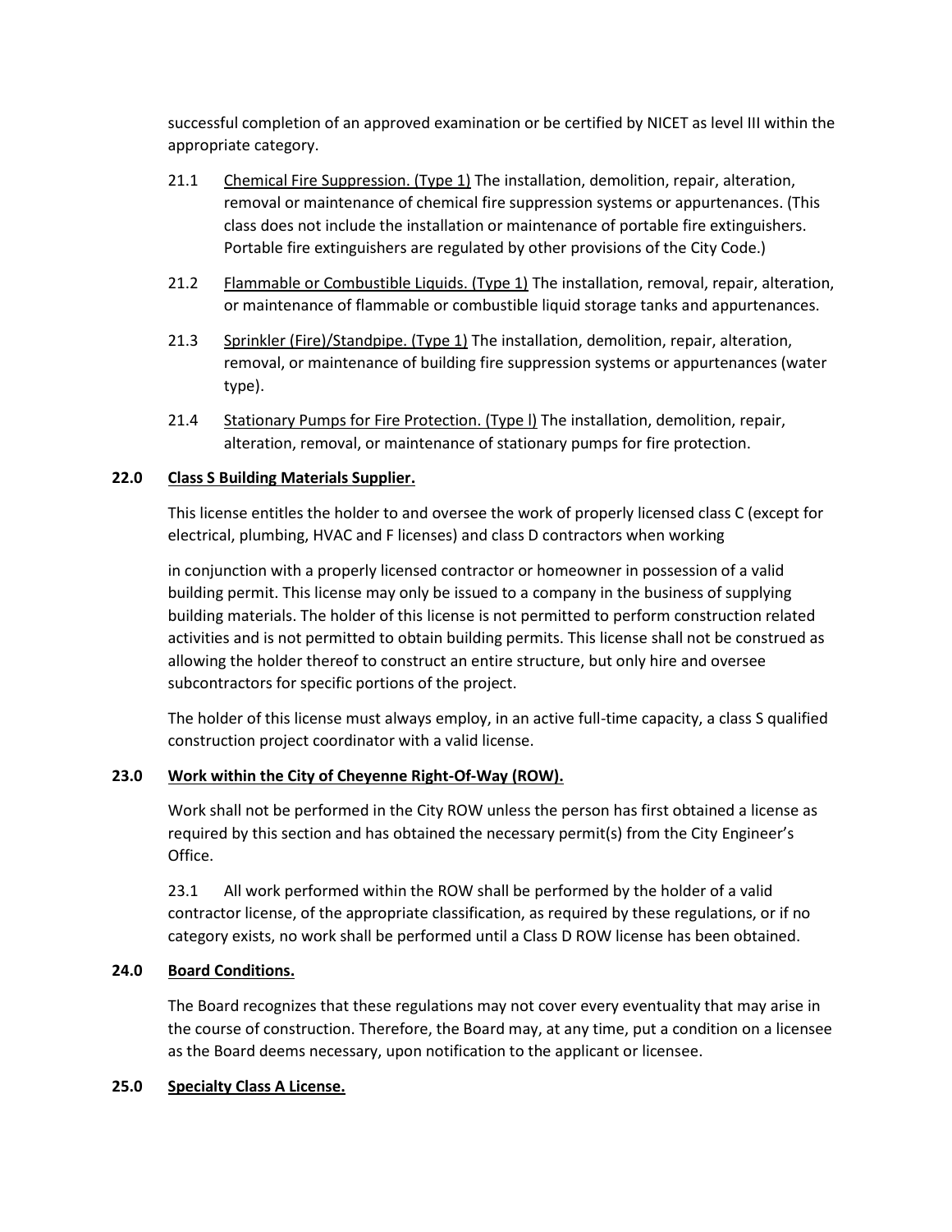successful completion of an approved examination or be certified by NICET as level III within the appropriate category.

21.1 Chemical Fire Suppression. (Type 1) The installation, demolition, repair, alteration, removal or maintenance of chemical fire suppression systems or appurtenances. (This class does not include the installation or maintenance of portable fire extinguishers. Portable fire extinguishers are regulated by other provisions of the City Code.)

21.2 Flammable or Combustible Liquids. (Type 1) The installation, removal, repair, alteration, or maintenance of flammable or combustible liquid storage tanks and appurtenances.

21.3 Sprinkler (Fire)/Standpipe. (Type 1) The installation, demolition, repair, alteration, removal, or maintenance of building fire suppression systems or appurtenances (water type).

21.4 Stationary Pumps for Fire Protection. (Type l) The installation, demolition, repair, alteration, removal, or maintenance of stationary pumps for fire protection.

**22.0 Class S Building Materials Supplier.**

This license entitles the holder to and oversee the work of properly licensed class C (except for electrical, plumbing, HVAC and F licenses) and class D contractors when working

in conjunction with a properly licensed contractor or homeowner in possession of a valid building permit. This license may only be issued to a company in the business of supplying building materials. The holder of this license is not permitted to perform construction related activities and is not permitted to obtain building permits. This license shall not be construed as allowing the holder thereof to construct an entire structure, but only hire and oversee subcontractors for specific portions of the project.

The holder of this license must always employ, in an active full-time capacity, a class S qualified construction project coordinator with a valid license.

**23.0 Work within the City of Cheyenne Right-Of-Way (ROW).**

Work shall not be performed in the City ROW unless the person has first obtained a license as required by this section and has obtained the necessary permit(s) from the City Engineer's Office.

23.1 All work performed within the ROW shall be performed by the holder of a valid contractor license, of the appropriate classification, as required by these regulations, or if no category exists, no work shall be performed until a Class D ROW license has been obtained.

**24.0 Board Conditions.**

The Board recognizes that these regulations may not cover every eventuality that may arise in the course of construction. Therefore, the Board may, at any time, put a condition on a licensee as the Board deems necessary, upon notification to the applicant or licensee.

**25.0 Specialty Class A License.**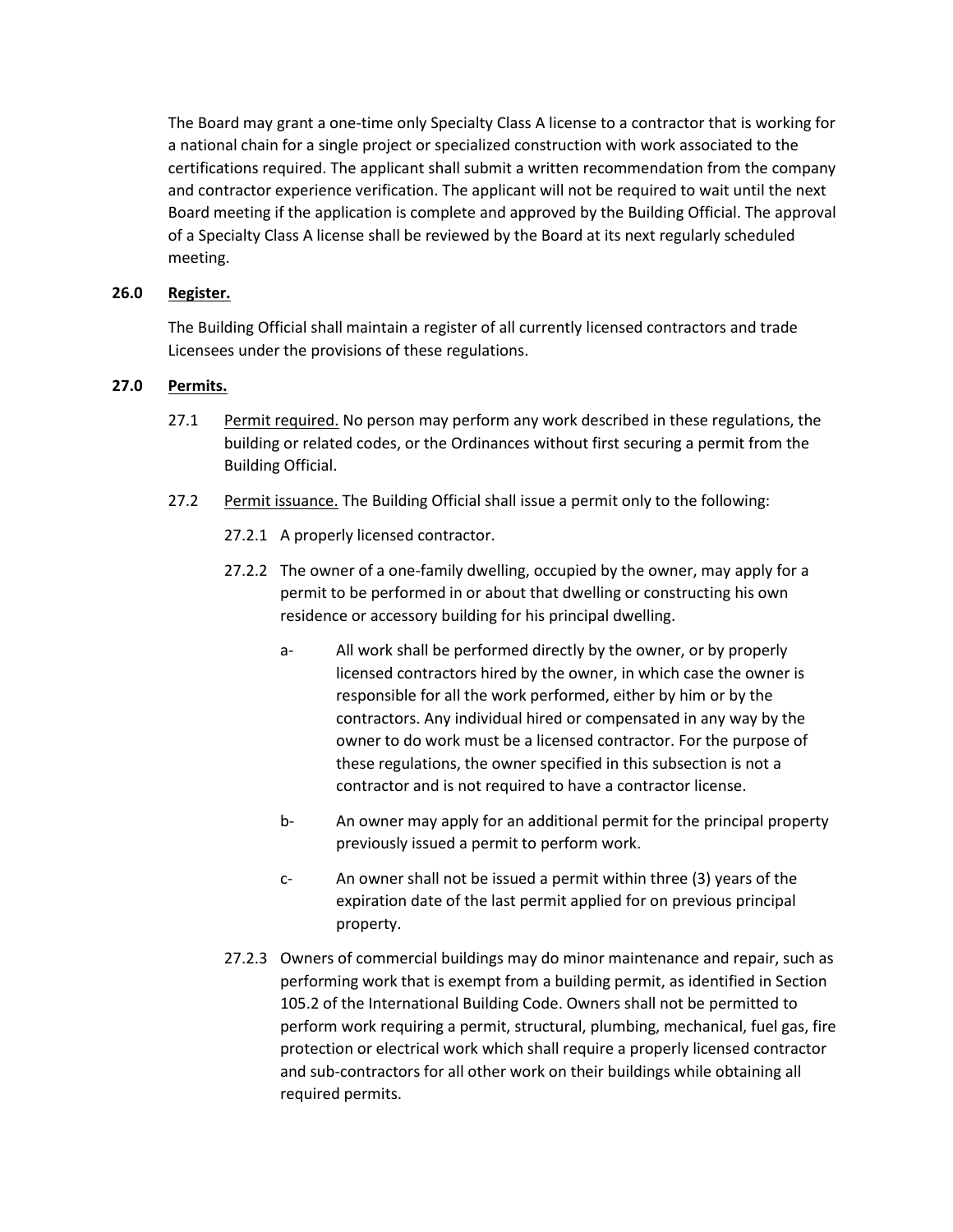The Board may grant a one-time only Specialty Class A license to a contractor that is working for a national chain for a single project or specialized construction with work associated to the certifications required. The applicant shall submit a written recommendation from the company and contractor experience verification. The applicant will not be required to wait until the next Board meeting if the application is complete and approved by the Building Official. The approval of a Specialty Class A license shall be reviewed by the Board at its next regularly scheduled meeting.

**26.0 Register.**

The Building Official shall maintain a register of all currently licensed contractors and trade Licensees under the provisions of these regulations.

**27.0 Permits.**

27.1 Permit required. No person may perform any work described in these regulations, the building or related codes, or the Ordinances without first securing a permit from the Building Official.

27.2 Permit issuance. The Building Official shall issue a permit only to the following:

27.2.1 A properly licensed contractor.

27.2.2 The owner of a one-family dwelling, occupied by the owner, may apply for a permit to be performed in or about that dwelling or constructing his own residence or accessory building for his principal dwelling.

a- All work shall be performed directly by the owner, or by properly licensed contractors hired by the owner, in which case the owner is responsible for all the work performed, either by him or by the contractors. Any individual hired or compensated in any way by the owner to do work must be a licensed contractor. For the purpose of these regulations, the owner specified in this subsection is not a contractor and is not required to have a contractor license.

b- An owner may apply for an additional permit for the principal property previously issued a permit to perform work.

c- An owner shall not be issued a permit within three (3) years of the expiration date of the last permit applied for on previous principal property.

27.2.3 Owners of commercial buildings may do minor maintenance and repair, such as performing work that is exempt from a building permit, as identified in Section 105.2 of the International Building Code. Owners shall not be permitted to perform work requiring a permit, structural, plumbing, mechanical, fuel gas, fire protection or electrical work which shall require a properly licensed contractor and sub-contractors for all other work on their buildings while obtaining all required permits.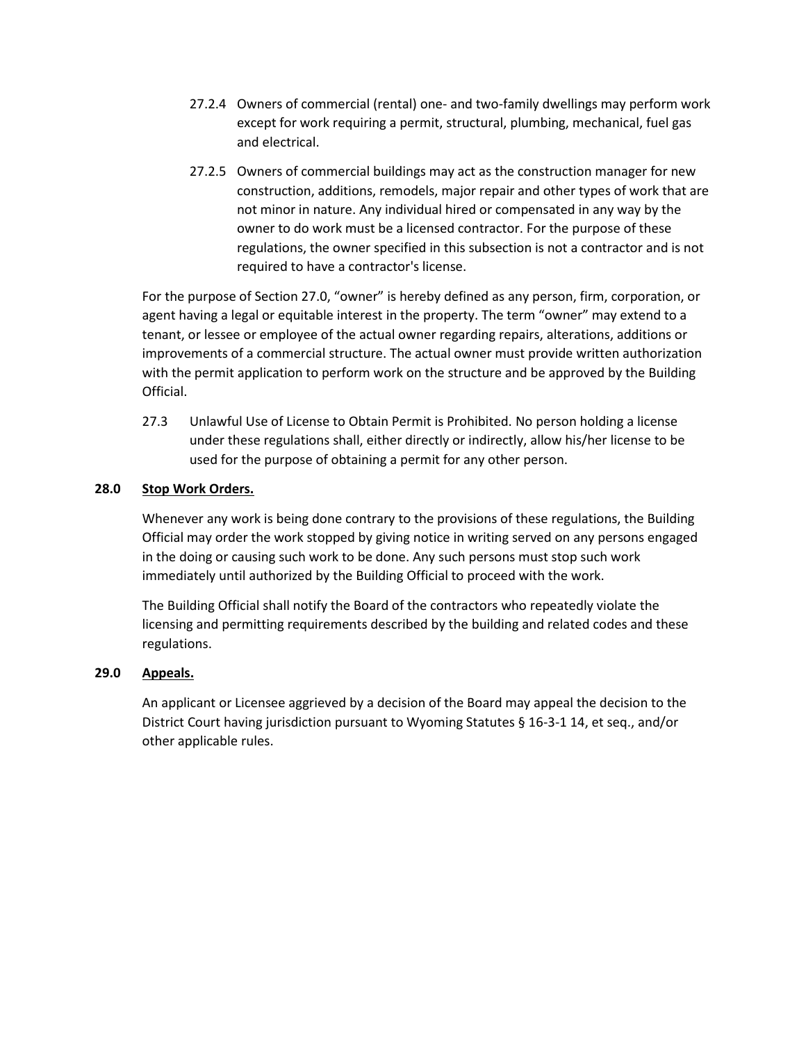27.2.4 Owners of commercial (rental) one- and two-family dwellings may perform work except for work requiring a permit, structural, plumbing, mechanical, fuel gas and electrical.

27.2.5 Owners of commercial buildings may act as the construction manager for new construction, additions, remodels, major repair and other types of work that are not minor in nature. Any individual hired or compensated in any way by the owner to do work must be a licensed contractor. For the purpose of these regulations, the owner specified in this subsection is not a contractor and is not required to have a contractor's license.

For the purpose of Section 27.0, "owner" is hereby defined as any person, firm, corporation, or agent having a legal or equitable interest in the property. The term "owner" may extend to a tenant, or lessee or employee of the actual owner regarding repairs, alterations, additions or improvements of a commercial structure. The actual owner must provide written authorization with the permit application to perform work on the structure and be approved by the Building Official.

27.3 Unlawful Use of License to Obtain Permit is Prohibited. No person holding a license under these regulations shall, either directly or indirectly, allow his/her license to be used for the purpose of obtaining a permit for any other person.

## 28.0 Stop Work Orders.

Whenever any work is being done contrary to the provisions of these regulations, the Building Official may order the work stopped by giving notice in writing served on any persons engaged in the doing or causing such work to be done. Any such persons must stop such work immediately until authorized by the Building Official to proceed with the work.

The Building Official shall notify the Board of the contractors who repeatedly violate the licensing and permitting requirements described by the building and related codes and these regulations.

## 29.0 Appeals.

An applicant or Licensee aggrieved by a decision of the Board may appeal the decision to the District Court having jurisdiction pursuant to Wyoming Statutes § 16-3-1 14, et seq., and/or other applicable rules.